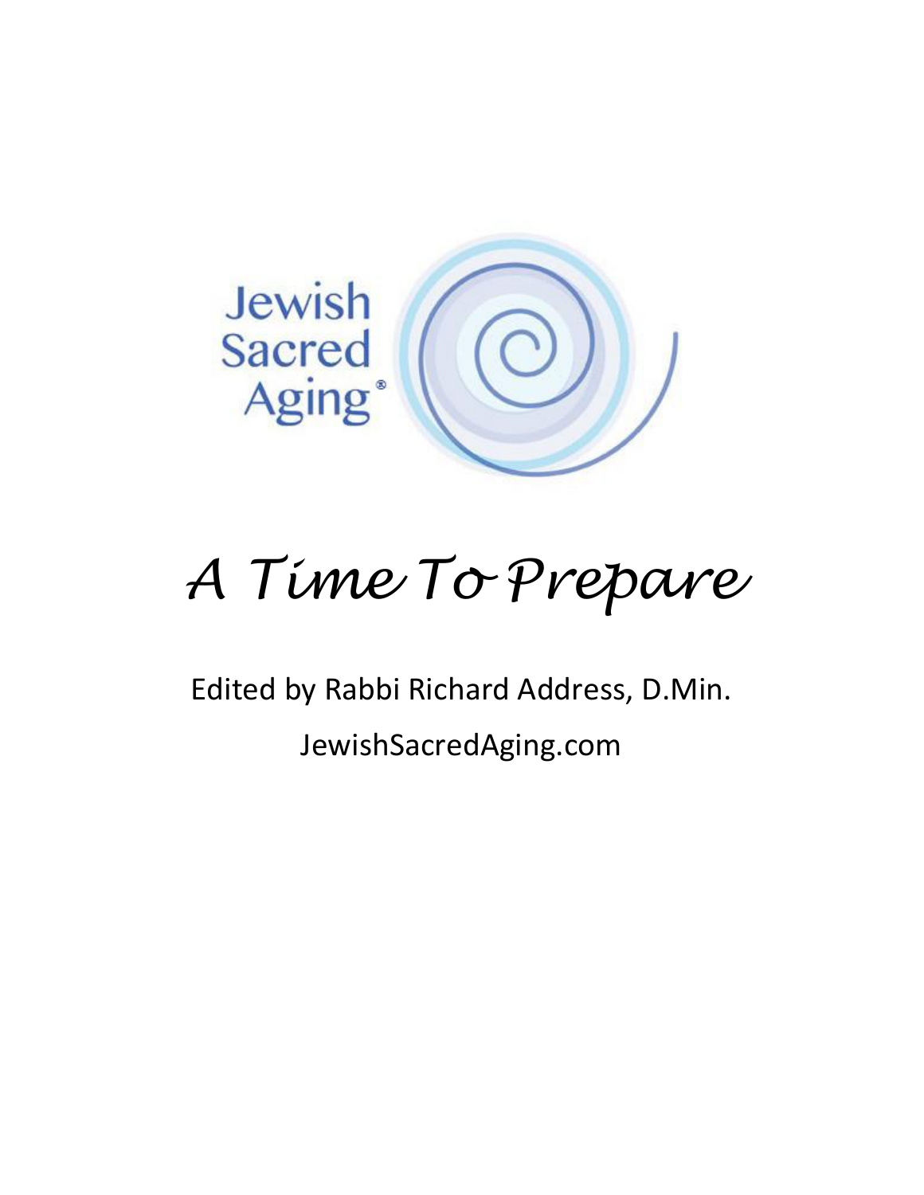Jewish Sacred Aging®

# A Time To Prepare

Edited by Rabbi Richard Address, D.Min.

JewishSacredAging.com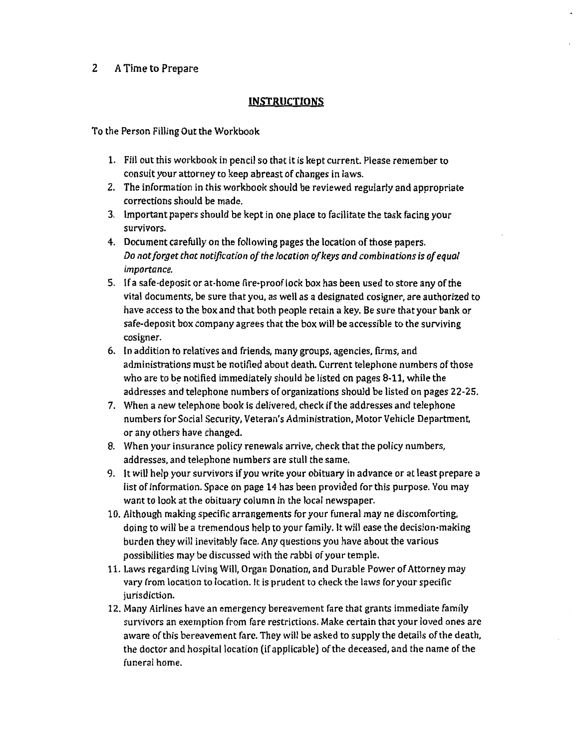## INSTRUCTIONS

To the Person Filling Out the Workbook

1. Fill out this workbook in pencil so that it is kept current. Please remember to consult your attorney to keep abreast of changes in laws.
2. The information in this workbook should be reviewed regularly and appropriate corrections should be made.
3. Important papers should be kept in one place to facilitate the task facing your survivors.
4. Document carefully on the following pages the location of those papers. *Do not forget that notification of the location of keys and combinations is of equal importance.*
5. If a safe-deposit or at-home fire-proof lock box has been used to store any of the vital documents, be sure that you, as well as a designated cosigner, are authorized to have access to the box and that both people retain a key. Be sure that your bank or safe-deposit box company agrees that the box will be accessible to the surviving cosigner.
6. In addition to relatives and friends, many groups, agencies, firms, and administrations must be notified about death. Current telephone numbers of those who are to be notified immediately should be listed on pages 8-11, while the addresses and telephone numbers of organizations should be listed on pages 22-25.
7. When a new telephone book is delivered, check if the addresses and telephone numbers for Social Security, Veteran's Administration, Motor Vehicle Department, or any others have changed.
8. When your insurance policy renewals arrive, check that the policy numbers, addresses, and telephone numbers are stull the same.
9. It will help your survivors if you write your obituary in advance or at least prepare a list of information. Space on page 14 has been provided for this purpose. You may want to look at the obituary column in the local newspaper.
10. Although making specific arrangements for your funeral may ne discomforting, doing to will be a tremendous help to your family. It will ease the decision-making burden they will inevitably face. Any questions you have about the various possibilities may be discussed with the rabbi of your temple.
11. Laws regarding Living Will, Organ Donation, and Durable Power of Attorney may vary from location to location. It is prudent to check the laws for your specific jurisdiction.
12. Many Airlines have an emergency bereavement fare that grants immediate family survivors an exemption from fare restrictions. Make certain that your loved ones are aware of this bereavement fare. They will be asked to supply the details of the death, the doctor and hospital location (if applicable) of the deceased, and the name of the funeral home.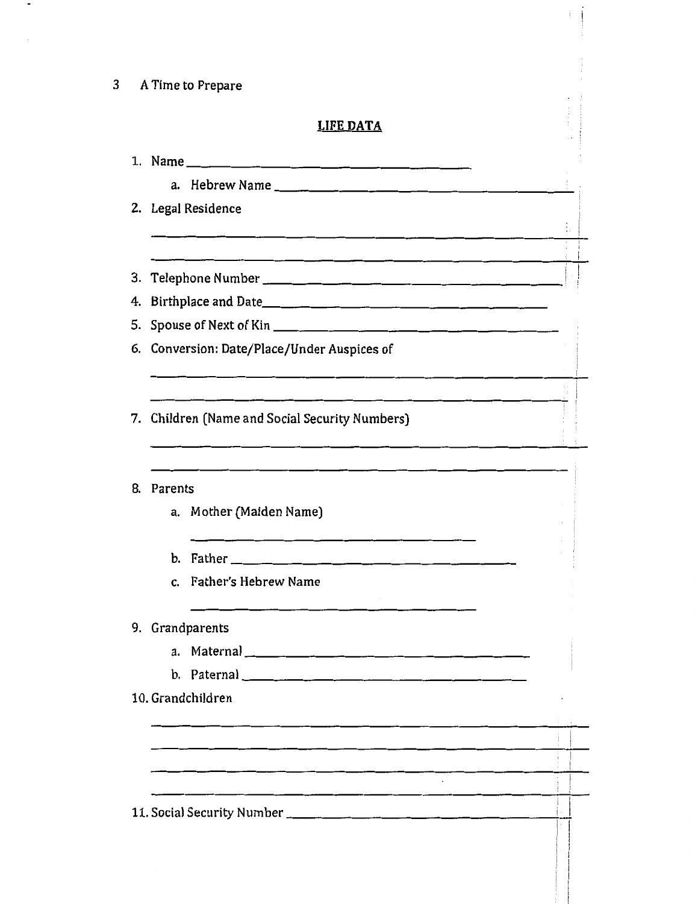A Time to Prepare

## LIFE DATA

1. Name ______________________________
   a. Hebrew Name ______________________________
2. Legal Residence

   ______________________________

   ______________________________
3. Telephone Number ______________________________
4. Birthplace and Date______________________________
5. Spouse of Next of Kin ______________________________
6. Conversion: Date/Place/Under Auspices of

   ______________________________

   ______________________________
7. Children (Name and Social Security Numbers)

   ______________________________

   ______________________________
8. Parents
   a. Mother (Maiden Name)

      ______________________________
   b. Father ______________________________
   c. Father's Hebrew Name

      ______________________________
9. Grandparents
   a. Maternal ______________________________
   b. Paternal ______________________________
10. Grandchildren

    ______________________________

    ______________________________

    ______________________________

    ______________________________
11. Social Security Number ______________________________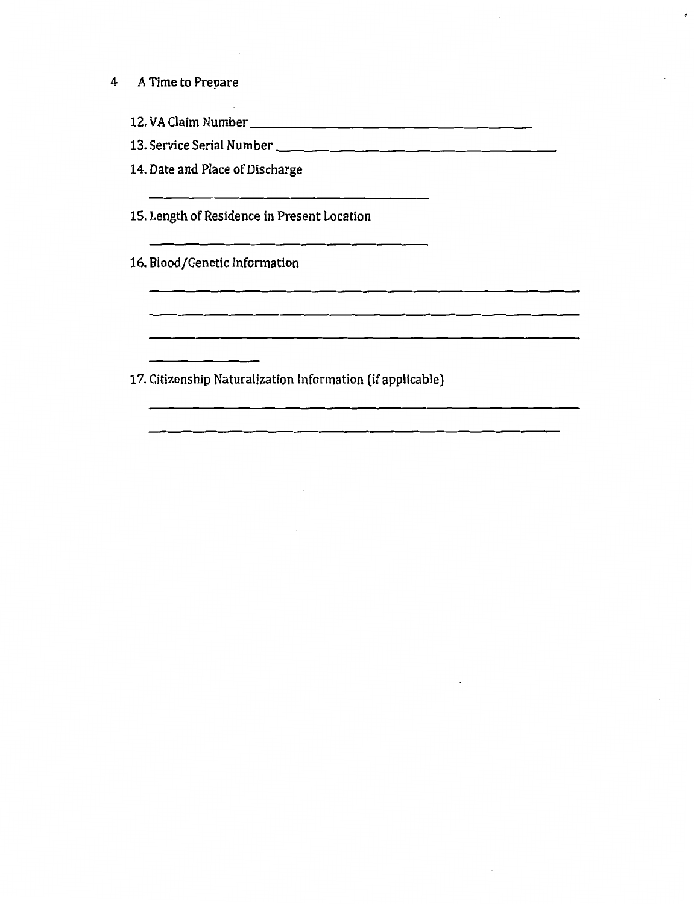12. VA Claim Number ________________________________

13. Service Serial Number ________________________________

14. Date and Place of Discharge

________________________________

15. Length of Residence in Present Location

________________________________

16. Blood/Genetic Information

________________________________________________

________________________________________________

________________________________________________

____________

17. Citizenship Naturalization Information (if applicable)

________________________________________________

________________________________________________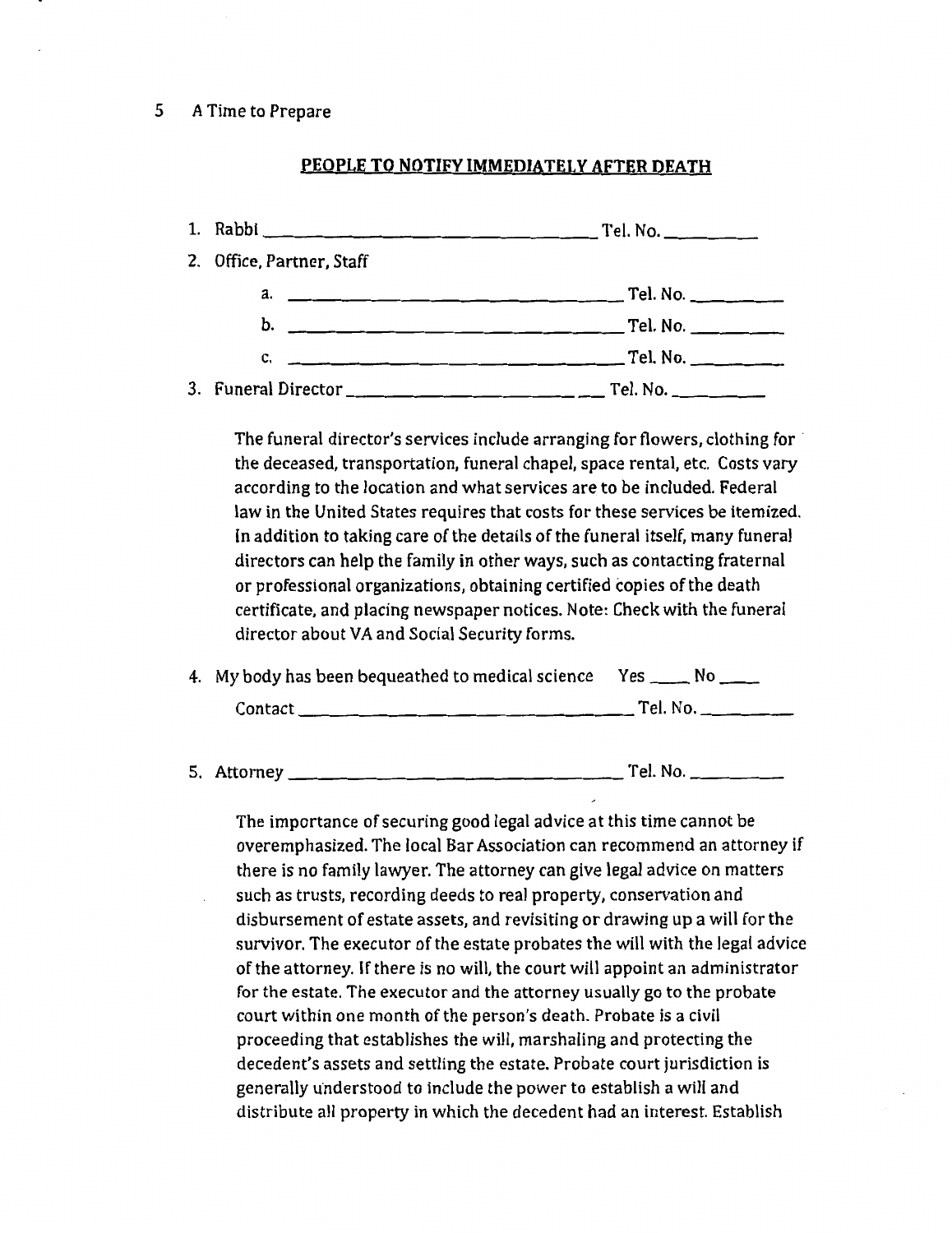## PEOPLE TO NOTIFY IMMEDIATELY AFTER DEATH

1. Rabbi ______________________________ Tel. No. __________
2. Office, Partner, Staff
   a. ______________________________ Tel. No. __________
   b. ______________________________ Tel. No. __________
   c. ______________________________ Tel. No. __________
3. Funeral Director ______________________________ Tel. No. __________

   The funeral director's services include arranging for flowers, clothing for the deceased, transportation, funeral chapel, space rental, etc. Costs vary according to the location and what services are to be included. Federal law in the United States requires that costs for these services be itemized. In addition to taking care of the details of the funeral itself, many funeral directors can help the family in other ways, such as contacting fraternal or professional organizations, obtaining certified copies of the death certificate, and placing newspaper notices. Note: Check with the funeral director about VA and Social Security forms.

4. My body has been bequeathed to medical science Yes ____ No ____

   Contact ______________________________ Tel. No. __________

5. Attorney ______________________________ Tel. No. __________

   The importance of securing good legal advice at this time cannot be overemphasized. The local Bar Association can recommend an attorney if there is no family lawyer. The attorney can give legal advice on matters such as trusts, recording deeds to real property, conservation and disbursement of estate assets, and revisiting or drawing up a will for the survivor. The executor of the estate probates the will with the legal advice of the attorney. If there is no will, the court will appoint an administrator for the estate. The executor and the attorney usually go to the probate court within one month of the person's death. Probate is a civil proceeding that establishes the will, marshaling and protecting the decedent's assets and settling the estate. Probate court jurisdiction is generally understood to include the power to establish a will and distribute all property in which the decedent had an interest. Establish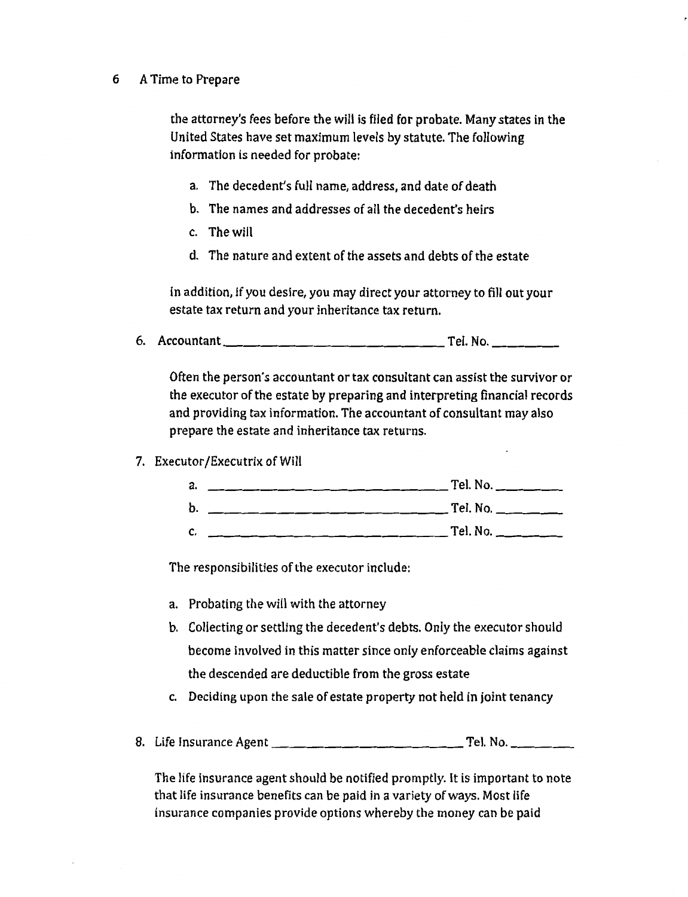the attorney's fees before the will is filed for probate. Many states in the United States have set maximum levels by statute. The following information is needed for probate:

a. The decedent's full name, address, and date of death
b. The names and addresses of all the decedent's heirs
c. The will
d. The nature and extent of the assets and debts of the estate

In addition, if you desire, you may direct your attorney to fill out your estate tax return and your inheritance tax return.

6. Accountant ______________________________ Tel. No. _________

Often the person's accountant or tax consultant can assist the survivor or the executor of the estate by preparing and interpreting financial records and providing tax information. The accountant of consultant may also prepare the estate and inheritance tax returns.

7. Executor/Executrix of Will

a. ______________________________ Tel. No. _________
b. ______________________________ Tel. No. _________
c. ______________________________ Tel. No. _________

The responsibilities of the executor include:

a. Probating the will with the attorney
b. Collecting or settling the decedent's debts. Only the executor should become involved in this matter since only enforceable claims against the descended are deductible from the gross estate
c. Deciding upon the sale of estate property not held in joint tenancy

8. Life Insurance Agent ______________________________ Tel. No. _________

The life insurance agent should be notified promptly. It is important to note that life insurance benefits can be paid in a variety of ways. Most life insurance companies provide options whereby the money can be paid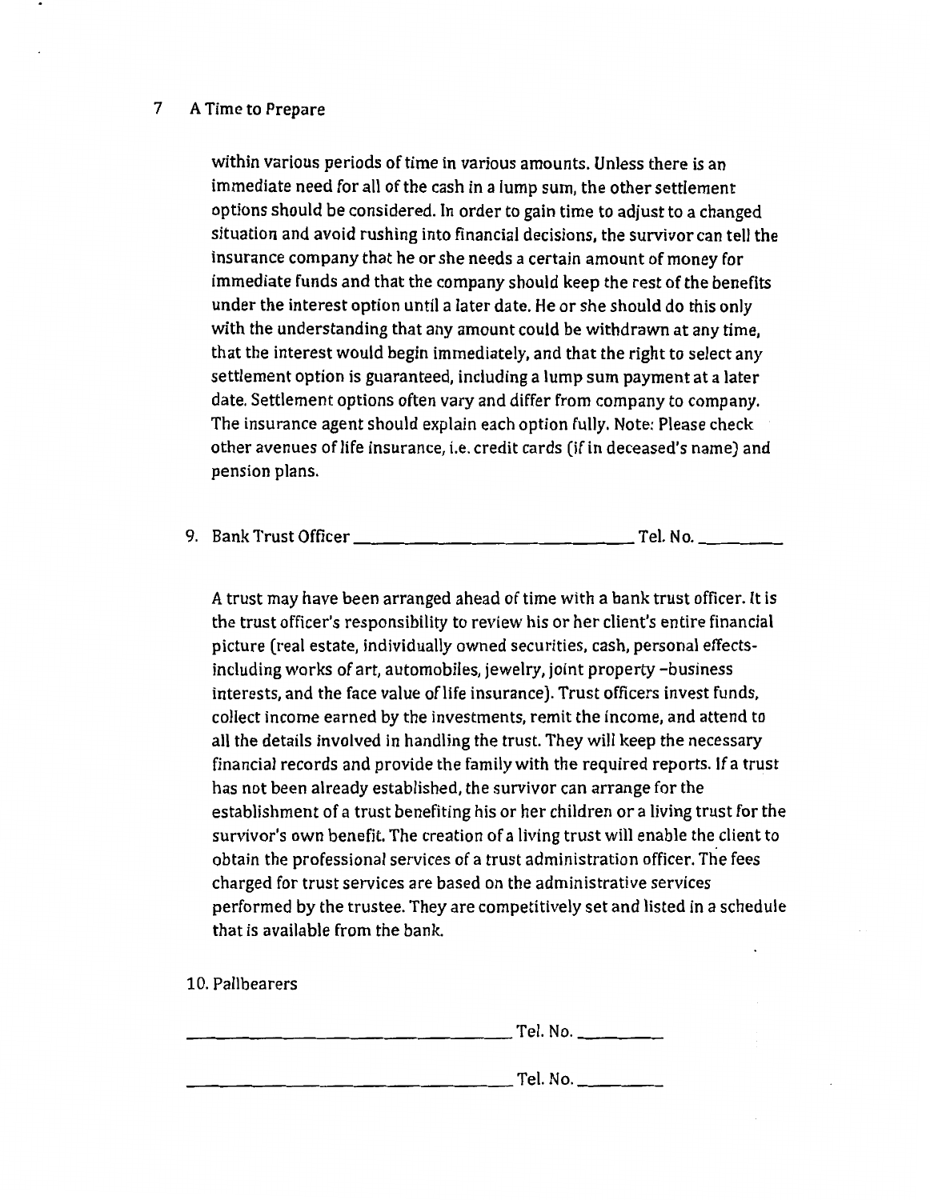within various periods of time in various amounts. Unless there is an immediate need for all of the cash in a lump sum, the other settlement options should be considered. In order to gain time to adjust to a changed situation and avoid rushing into financial decisions, the survivor can tell the insurance company that he or she needs a certain amount of money for immediate funds and that the company should keep the rest of the benefits under the interest option until a later date. He or she should do this only with the understanding that any amount could be withdrawn at any time, that the interest would begin immediately, and that the right to select any settlement option is guaranteed, including a lump sum payment at a later date. Settlement options often vary and differ from company to company. The insurance agent should explain each option fully. Note: Please check other avenues of life insurance, i.e. credit cards (if in deceased's name) and pension plans.

9. Bank Trust Officer ______________________________ Tel. No. _________

A trust may have been arranged ahead of time with a bank trust officer. It is the trust officer's responsibility to review his or her client's entire financial picture (real estate, individually owned securities, cash, personal effects- including works of art, automobiles, jewelry, joint property –business interests, and the face value of life insurance). Trust officers invest funds, collect income earned by the investments, remit the income, and attend to all the details involved in handling the trust. They will keep the necessary financial records and provide the family with the required reports. If a trust has not been already established, the survivor can arrange for the establishment of a trust benefiting his or her children or a living trust for the survivor's own benefit. The creation of a living trust will enable the client to obtain the professional services of a trust administration officer. The fees charged for trust services are based on the administrative services performed by the trustee. They are competitively set and listed in a schedule that is available from the bank.

10. Pallbearers

______________________________ Tel. No. _________

______________________________ Tel. No. _________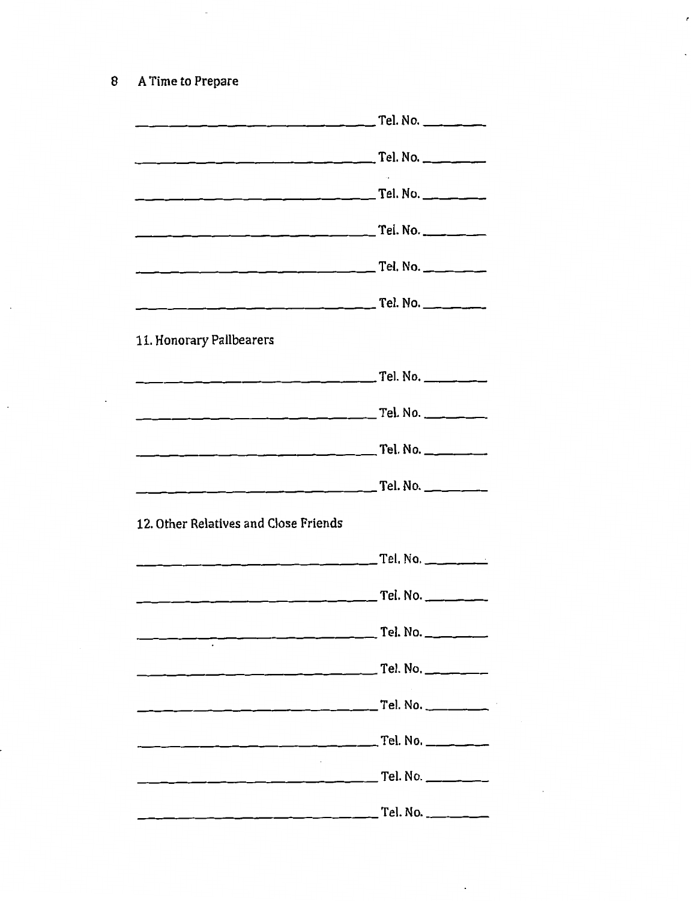\_\_\_\_\_\_\_\_\_\_\_\_\_\_\_\_\_\_\_\_\_\_\_\_\_\_\_\_\_\_ Tel. No. \_\_\_\_\_\_\_\_

\_\_\_\_\_\_\_\_\_\_\_\_\_\_\_\_\_\_\_\_\_\_\_\_\_\_\_\_\_\_ Tel. No. \_\_\_\_\_\_\_\_

\_\_\_\_\_\_\_\_\_\_\_\_\_\_\_\_\_\_\_\_\_\_\_\_\_\_\_\_\_\_ Tel. No. \_\_\_\_\_\_\_\_

\_\_\_\_\_\_\_\_\_\_\_\_\_\_\_\_\_\_\_\_\_\_\_\_\_\_\_\_\_\_ Tel. No. \_\_\_\_\_\_\_\_

\_\_\_\_\_\_\_\_\_\_\_\_\_\_\_\_\_\_\_\_\_\_\_\_\_\_\_\_\_\_ Tel. No. \_\_\_\_\_\_\_\_

\_\_\_\_\_\_\_\_\_\_\_\_\_\_\_\_\_\_\_\_\_\_\_\_\_\_\_\_\_\_ Tel. No. \_\_\_\_\_\_\_\_

11. Honorary Pallbearers

\_\_\_\_\_\_\_\_\_\_\_\_\_\_\_\_\_\_\_\_\_\_\_\_\_\_\_\_\_\_ Tel. No. \_\_\_\_\_\_\_\_

\_\_\_\_\_\_\_\_\_\_\_\_\_\_\_\_\_\_\_\_\_\_\_\_\_\_\_\_\_\_ Tel. No. \_\_\_\_\_\_\_\_

\_\_\_\_\_\_\_\_\_\_\_\_\_\_\_\_\_\_\_\_\_\_\_\_\_\_\_\_\_\_ Tel. No. \_\_\_\_\_\_\_\_

\_\_\_\_\_\_\_\_\_\_\_\_\_\_\_\_\_\_\_\_\_\_\_\_\_\_\_\_\_\_ Tel. No. \_\_\_\_\_\_\_\_

12. Other Relatives and Close Friends

\_\_\_\_\_\_\_\_\_\_\_\_\_\_\_\_\_\_\_\_\_\_\_\_\_\_\_\_\_\_ Tel. No. \_\_\_\_\_\_\_\_

\_\_\_\_\_\_\_\_\_\_\_\_\_\_\_\_\_\_\_\_\_\_\_\_\_\_\_\_\_\_ Tel. No. \_\_\_\_\_\_\_\_

\_\_\_\_\_\_\_\_\_\_\_\_\_\_\_\_\_\_\_\_\_\_\_\_\_\_\_\_\_\_ Tel. No. \_\_\_\_\_\_\_\_

\_\_\_\_\_\_\_\_\_\_\_\_\_\_\_\_\_\_\_\_\_\_\_\_\_\_\_\_\_\_ Tel. No. \_\_\_\_\_\_\_\_

\_\_\_\_\_\_\_\_\_\_\_\_\_\_\_\_\_\_\_\_\_\_\_\_\_\_\_\_\_\_ Tel. No. \_\_\_\_\_\_\_\_

\_\_\_\_\_\_\_\_\_\_\_\_\_\_\_\_\_\_\_\_\_\_\_\_\_\_\_\_\_\_ Tel. No. \_\_\_\_\_\_\_\_

\_\_\_\_\_\_\_\_\_\_\_\_\_\_\_\_\_\_\_\_\_\_\_\_\_\_\_\_\_\_ Tel. No. \_\_\_\_\_\_\_\_

\_\_\_\_\_\_\_\_\_\_\_\_\_\_\_\_\_\_\_\_\_\_\_\_\_\_\_\_\_\_ Tel. No. \_\_\_\_\_\_\_\_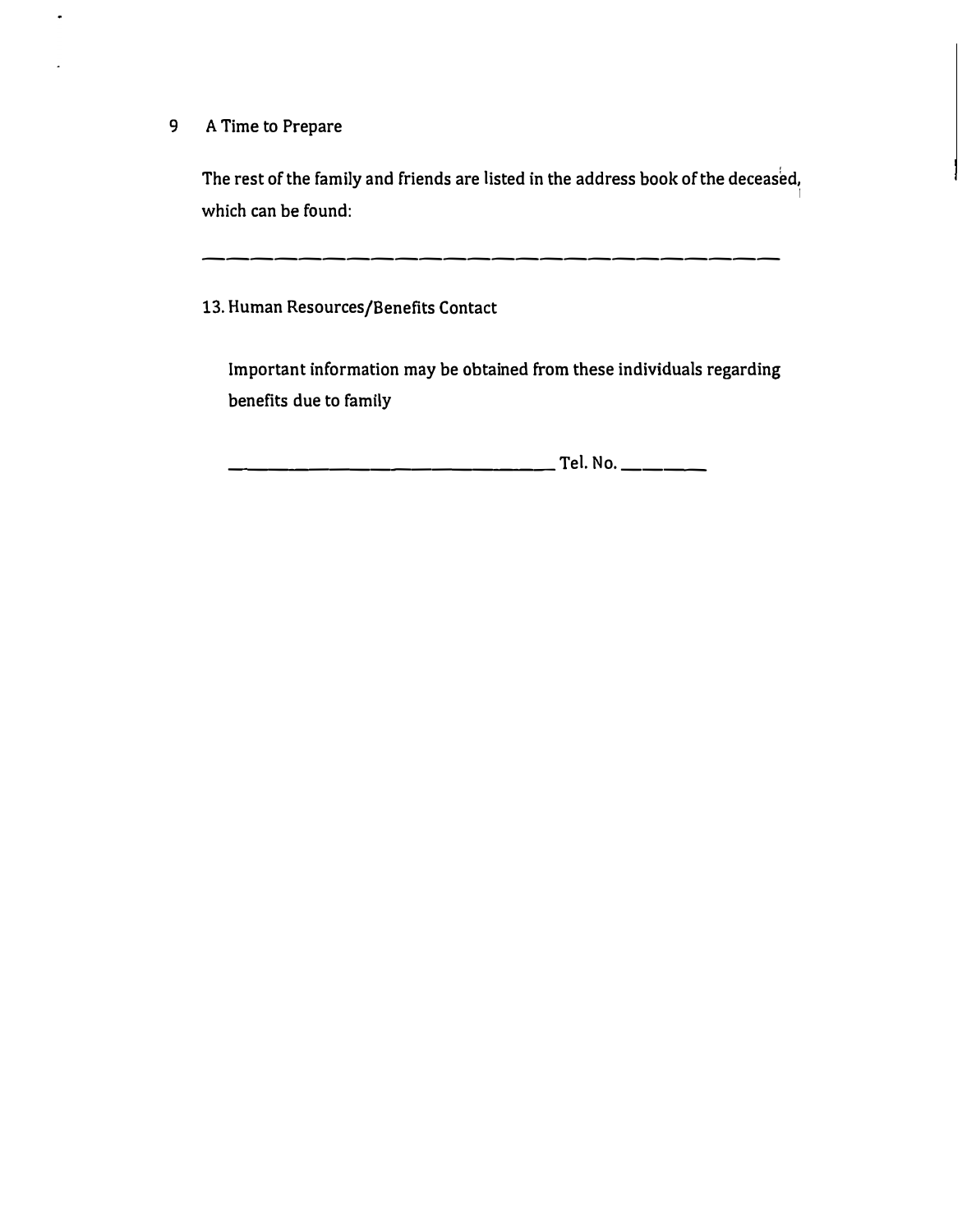The rest of the family and friends are listed in the address book of the deceased, which can be found:

\_\_\_\_\_\_\_\_\_\_\_\_\_\_\_\_\_\_\_\_\_\_\_\_\_\_\_\_\_\_\_\_\_\_\_\_\_\_\_\_

13. Human Resources/Benefits Contact

Important information may be obtained from these individuals regarding benefits due to family

\_\_\_\_\_\_\_\_\_\_\_\_\_\_\_\_\_\_\_\_\_\_\_\_\_\_\_\_\_\_\_\_\_\_\_\_ Tel. No. \_\_\_\_\_\_\_\_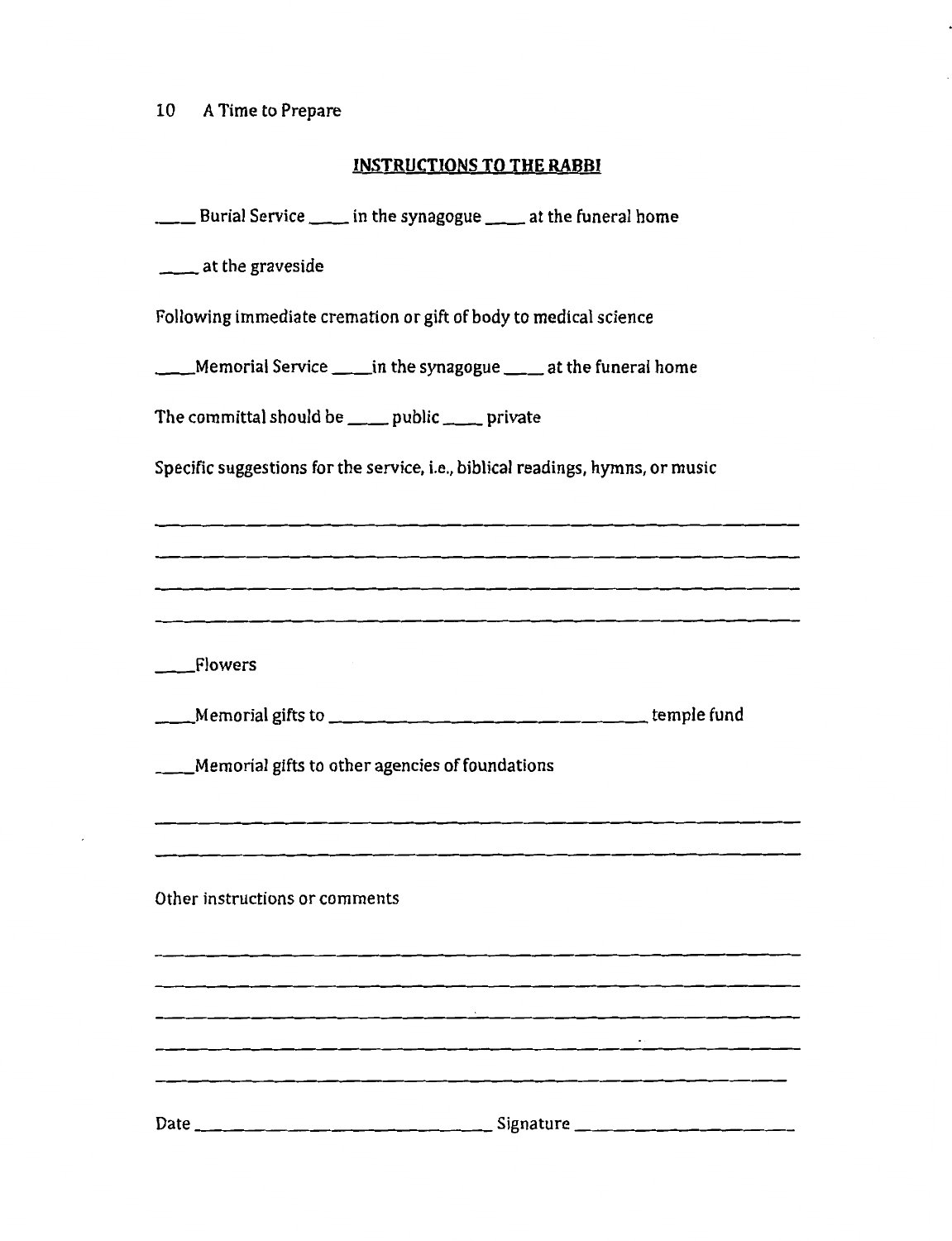## INSTRUCTIONS TO THE RABBI

____ Burial Service ____ in the synagogue ____ at the funeral home

____ at the graveside

Following immediate cremation or gift of body to medical science

____Memorial Service ____in the synagogue ____ at the funeral home

The committal should be ____ public ____ private

Specific suggestions for the service, i.e., biblical readings, hymns, or music

______________________________________________________________

______________________________________________________________

______________________________________________________________

______________________________________________________________

____Flowers

____Memorial gifts to ______________________________ temple fund

____Memorial gifts to other agencies of foundations

______________________________________________________________

______________________________________________________________

Other instructions or comments

______________________________________________________________

______________________________________________________________

______________________________________________________________

______________________________________________________________

______________________________________________________________

Date ______________________________ Signature ____________________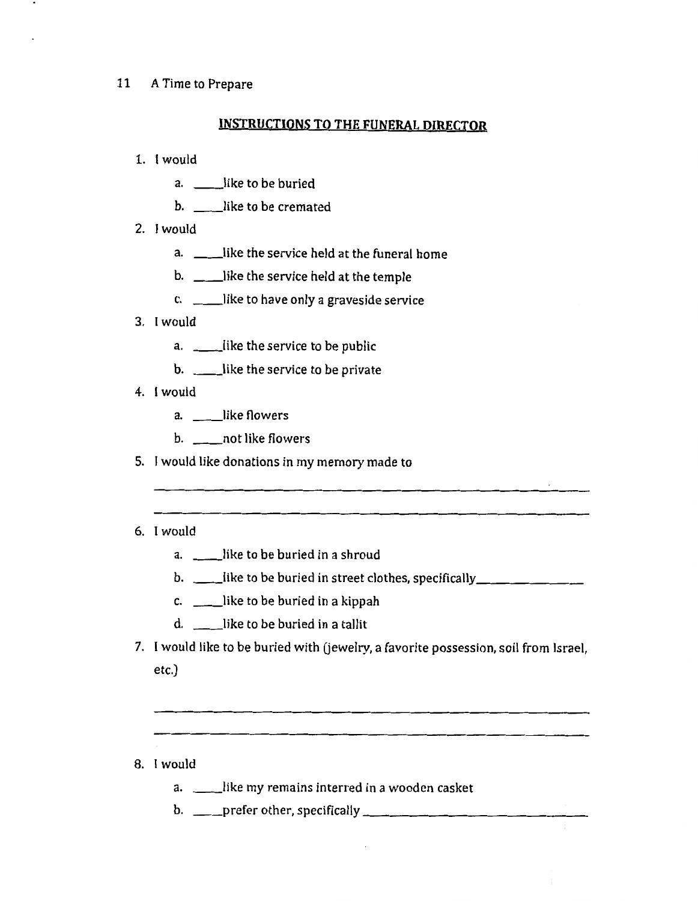## INSTRUCTIONS TO THE FUNERAL DIRECTOR

1. I would
   a. ____like to be buried
   b. ____like to be cremated
2. I would
   a. ____like the service held at the funeral home
   b. ____like the service held at the temple
   c. ____like to have only a graveside service
3. I would
   a. ____like the service to be public
   b. ____like the service to be private
4. I would
   a. ____like flowers
   b. ____not like flowers
5. I would like donations in my memory made to

   ______________________________________________

   ______________________________________________

6. I would
   a. ____like to be buried in a shroud
   b. ____like to be buried in street clothes, specifically______________
   c. ____like to be buried in a kippah
   d. ____like to be buried in a tallit
7. I would like to be buried with (jewelry, a favorite possession, soil from Israel, etc.)

   ______________________________________________

   ______________________________________________

8. I would
   a. ____like my remains interred in a wooden casket
   b. ____prefer other, specifically ____________________________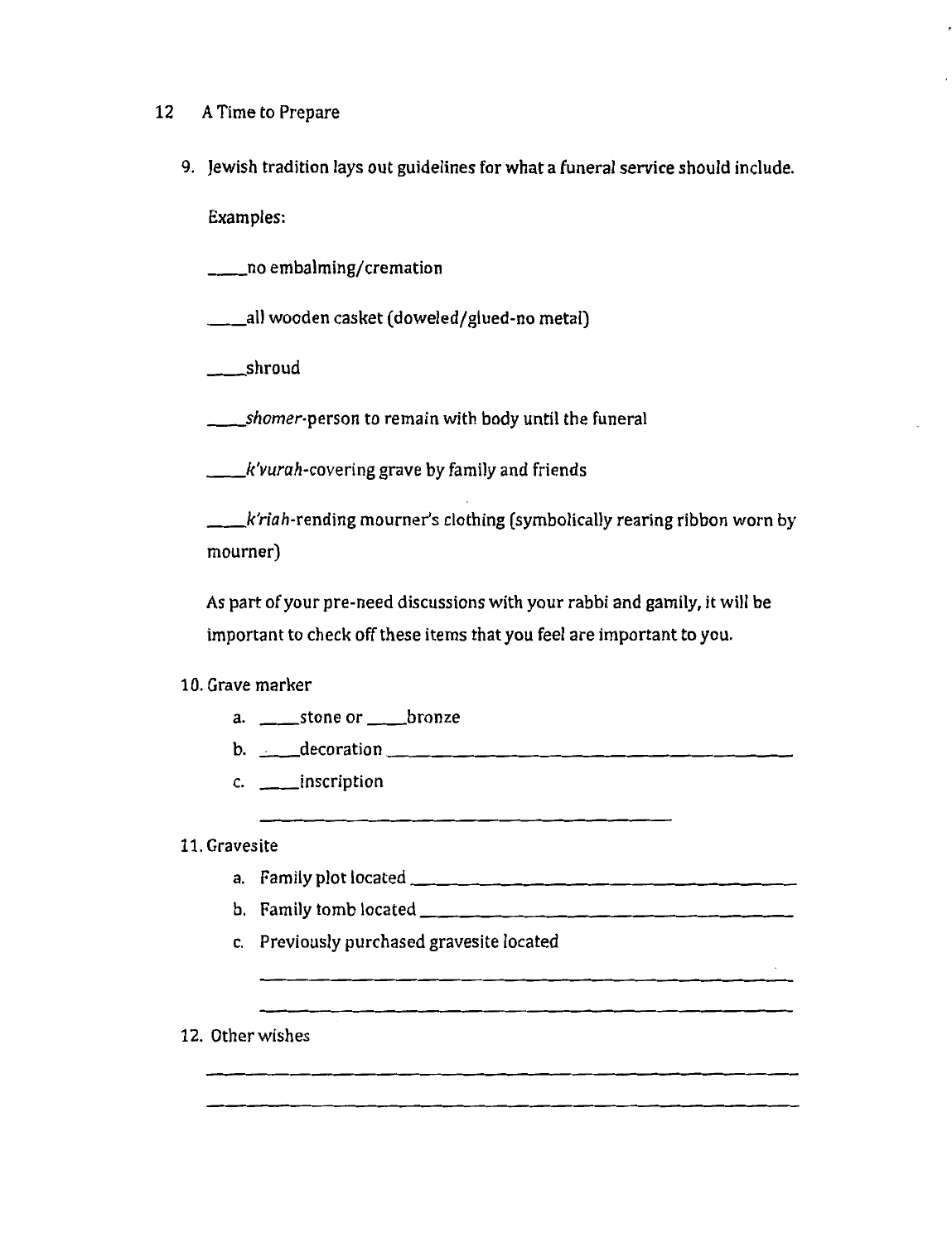9. Jewish tradition lays out guidelines for what a funeral service should include.

   Examples:

   ____no embalming/cremation

   ____all wooden casket (doweled/glued-no metal)

   ____shroud

   ____*shomer*-person to remain with body until the funeral

   ____*k'vurah*-covering grave by family and friends

   ____*k'riah*-rending mourner's clothing (symbolically rearing ribbon worn by mourner)

   As part of your pre-need discussions with your rabbi and gamily, it will be important to check off these items that you feel are important to you.

10. Grave marker
    a. ____stone or ____bronze
    b. ____decoration ________________________________________
    c. ____inscription

       ________________________________________

11. Gravesite
    a. Family plot located ________________________________________
    b. Family tomb located ________________________________________
    c. Previously purchased gravesite located

       ________________________________________

       ________________________________________

12. Other wishes

    ________________________________________

    ________________________________________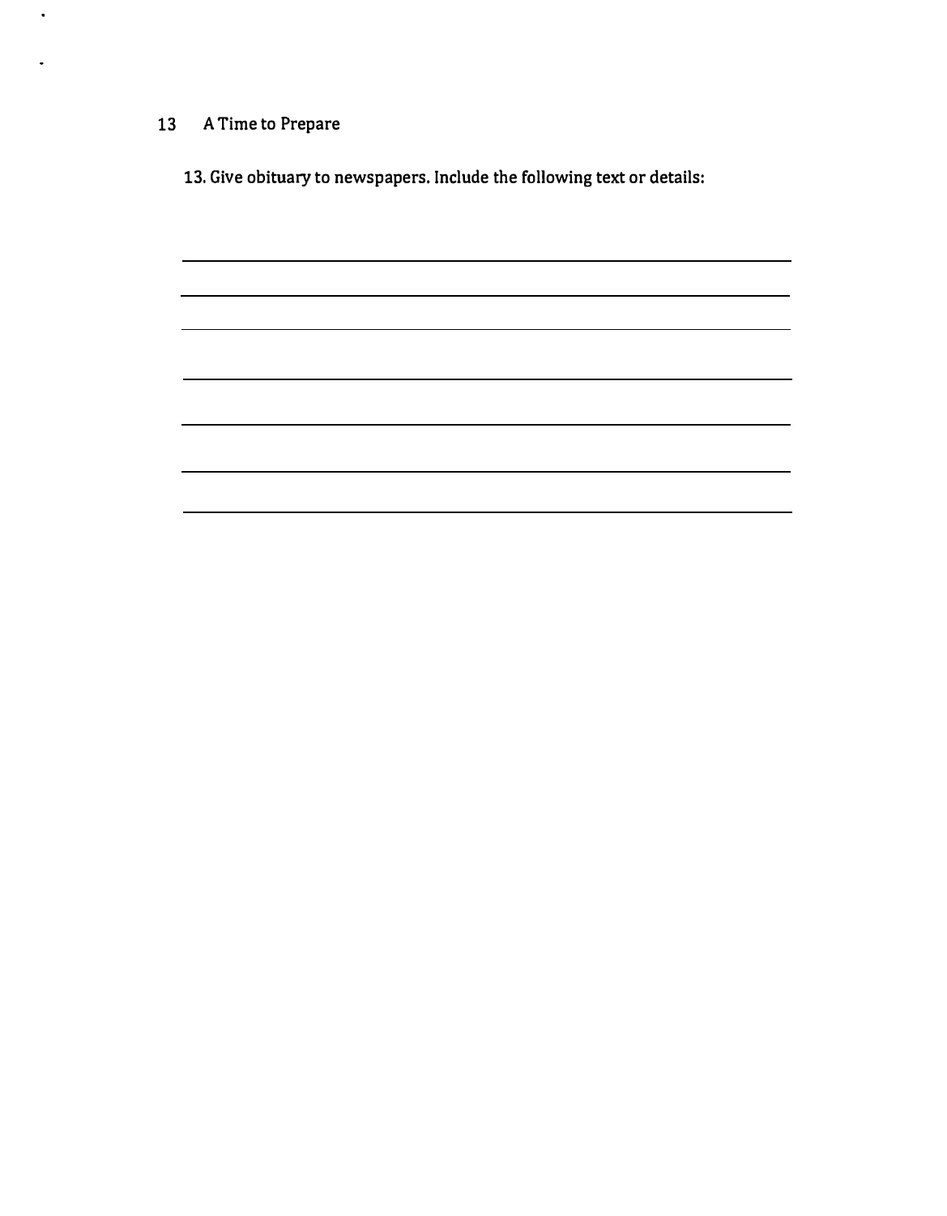**13. Give obituary to newspapers. Include the following text or details:**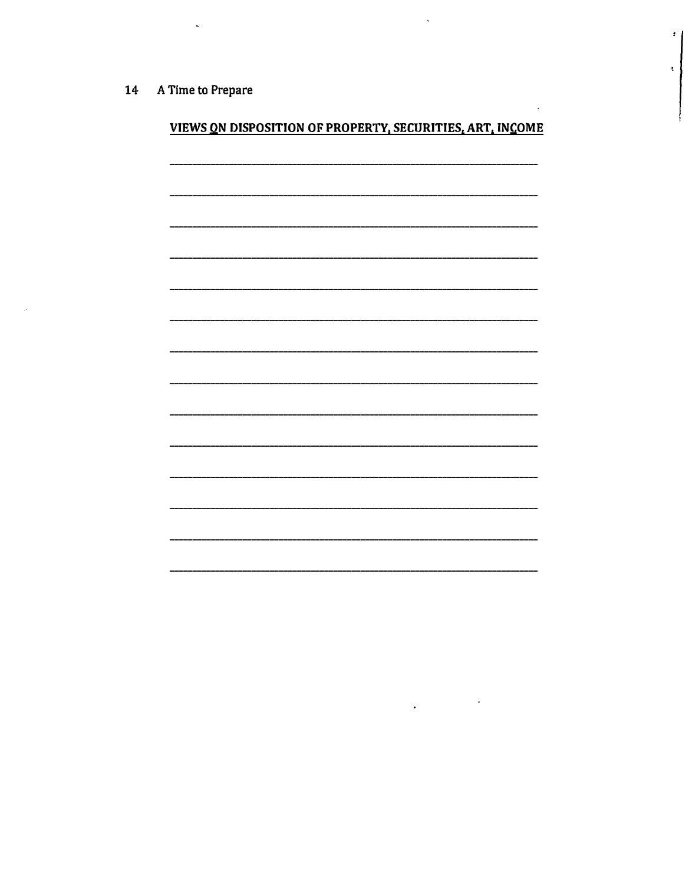## VIEWS ON DISPOSITION OF PROPERTY, SECURITIES, ART, INCOME

______________________________________________________________________

______________________________________________________________________

______________________________________________________________________

______________________________________________________________________

______________________________________________________________________

______________________________________________________________________

______________________________________________________________________

______________________________________________________________________

______________________________________________________________________

______________________________________________________________________

______________________________________________________________________

______________________________________________________________________

______________________________________________________________________

______________________________________________________________________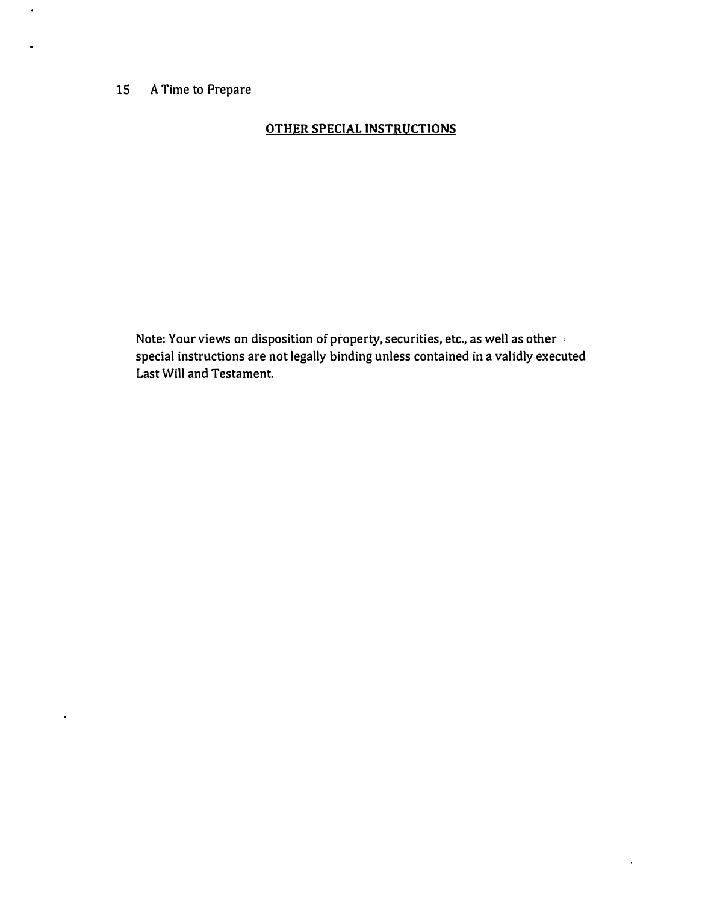## OTHER SPECIAL INSTRUCTIONS

Note: Your views on disposition of property, securities, etc., as well as other special instructions are not legally binding unless contained in a validly executed Last Will and Testament.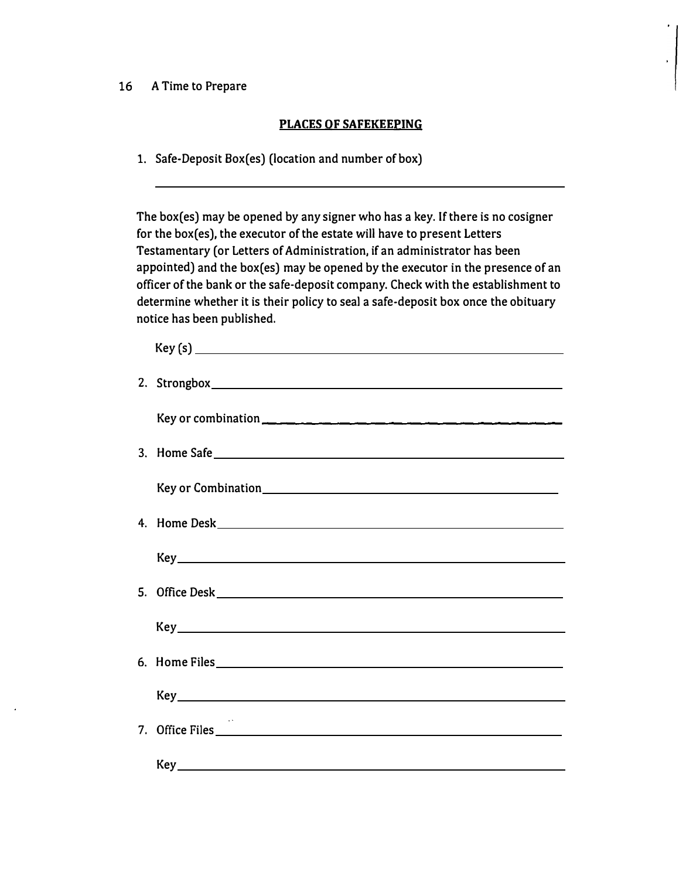## PLACES OF SAFEKEEPING

1. Safe-Deposit Box(es) (location and number of box)

   ______________________________________________

   The box(es) may be opened by any signer who has a key. If there is no cosigner for the box(es), the executor of the estate will have to present Letters Testamentary (or Letters of Administration, if an administrator has been appointed) and the box(es) may be opened by the executor in the presence of an officer of the bank or the safe-deposit company. Check with the establishment to determine whether it is their policy to seal a safe-deposit box once the obituary notice has been published.

   Key (s) ______________________________________________

2. Strongbox______________________________________________

   Key or combination ______________________________________

3. Home Safe______________________________________________

   Key or Combination______________________________________

4. Home Desk______________________________________________

   Key______________________________________________

5. Office Desk______________________________________________

   Key______________________________________________

6. Home Files______________________________________________

   Key______________________________________________

7. Office Files______________________________________________

   Key______________________________________________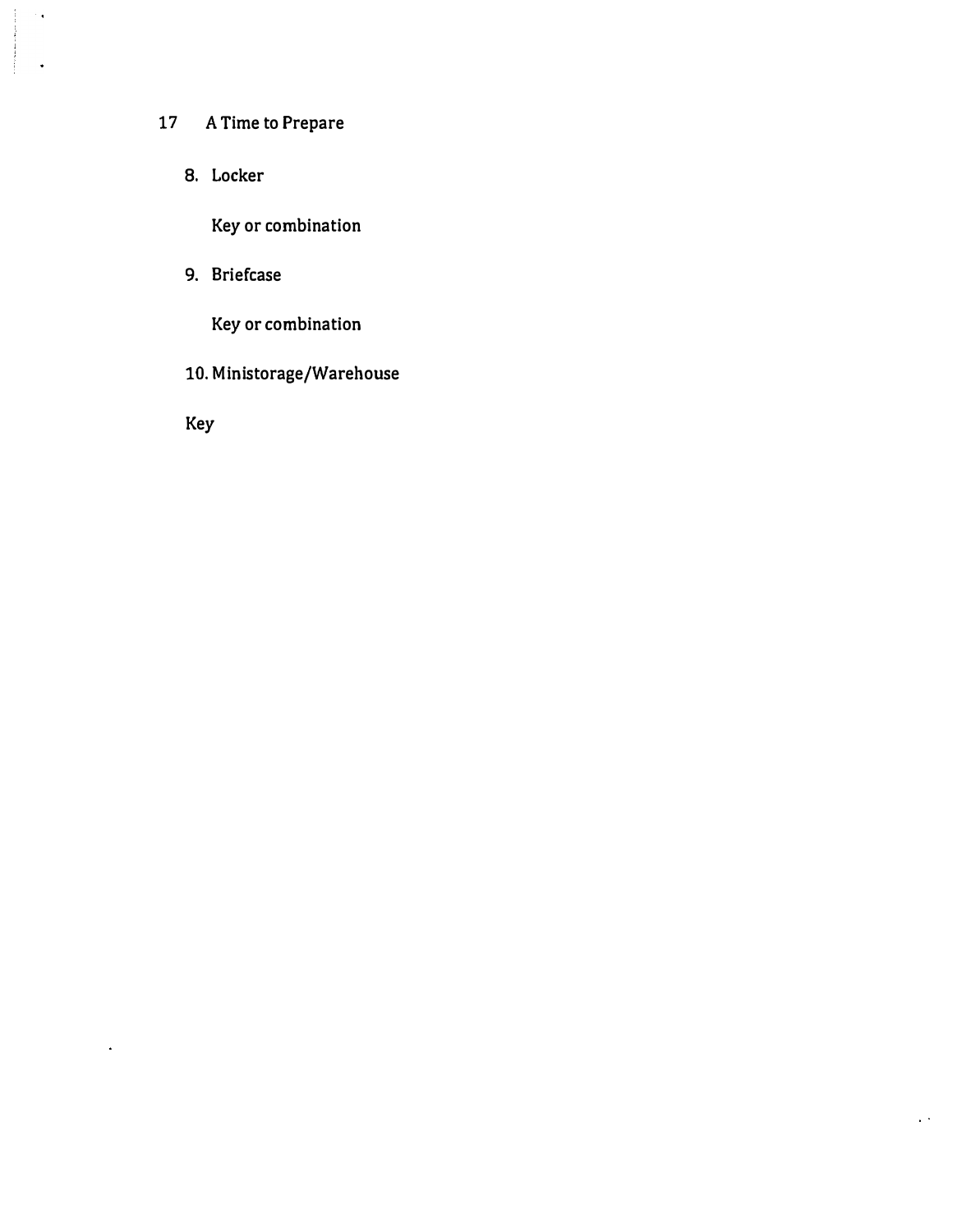8. Locker

    Key or combination

9. Briefcase

    Key or combination

10. Ministorage/Warehouse

    Key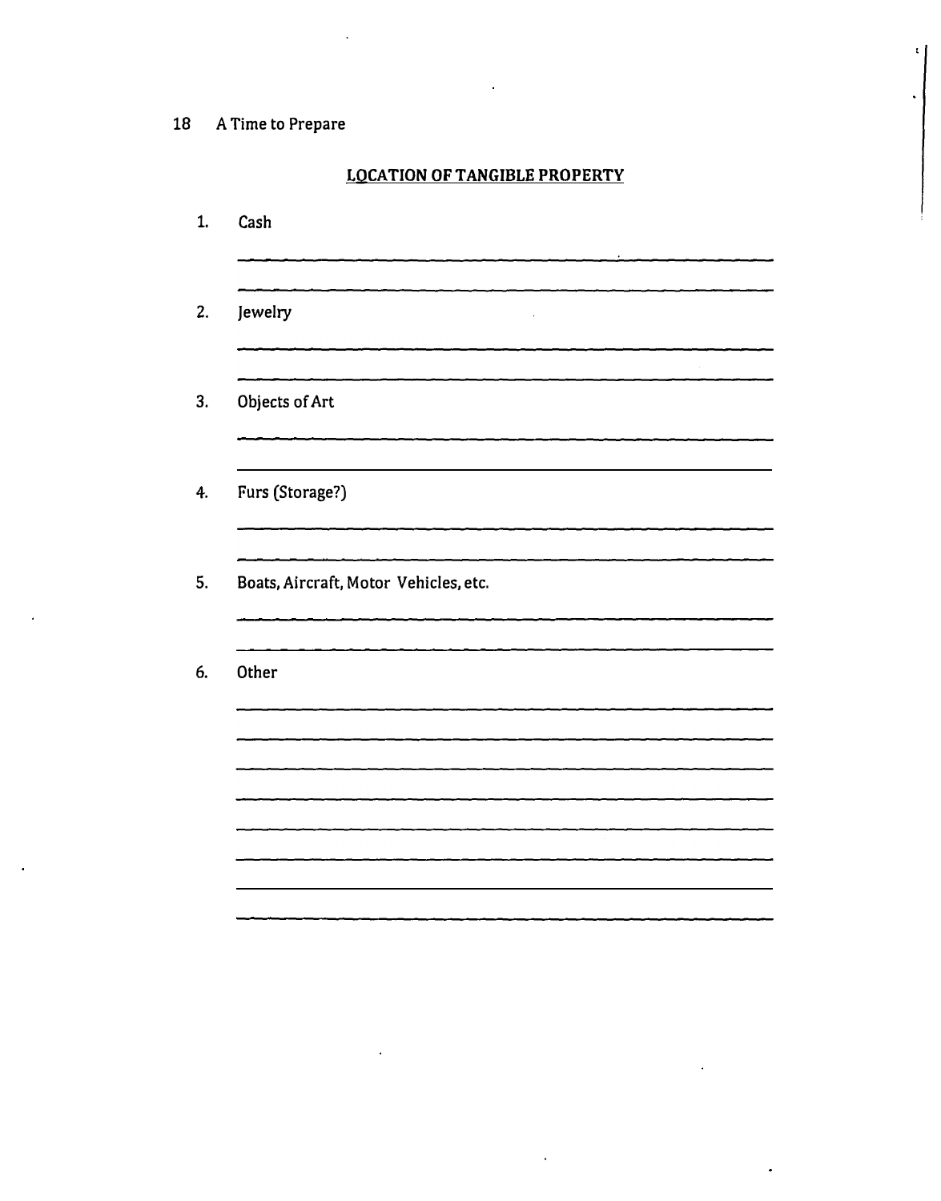## LOCATION OF TANGIBLE PROPERTY

1. Cash

______________________________________________

______________________________________________

2. Jewelry

______________________________________________

______________________________________________

3. Objects of Art

______________________________________________

______________________________________________

4. Furs (Storage?)

______________________________________________

______________________________________________

5. Boats, Aircraft, Motor Vehicles, etc.

______________________________________________

______________________________________________

6. Other

______________________________________________

______________________________________________

______________________________________________

______________________________________________

______________________________________________

______________________________________________

______________________________________________

______________________________________________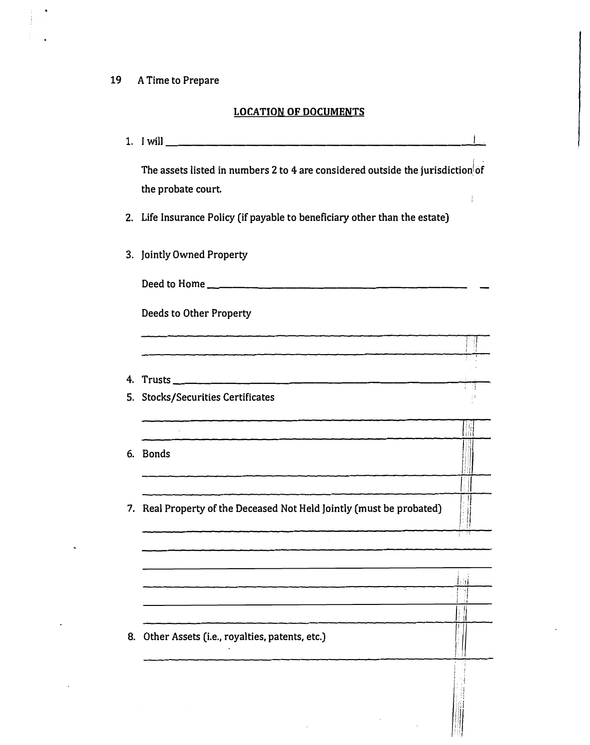## LOCATION OF DOCUMENTS

1. I will ______________________________

   The assets listed in numbers 2 to 4 are considered outside the jurisdiction of the probate court.

2. Life Insurance Policy (if payable to beneficiary other than the estate)

3. Jointly Owned Property

   Deed to Home ______________________________

   Deeds to Other Property

   ______________________________

   ______________________________

4. Trusts ______________________________

5. Stocks/Securities Certificates

   ______________________________

   ______________________________

6. Bonds

   ______________________________

   ______________________________

7. Real Property of the Deceased Not Held Jointly (must be probated)

   ______________________________

   ______________________________

   ______________________________

   ______________________________

   ______________________________

   ______________________________

8. Other Assets (i.e., royalties, patents, etc.)

   ______________________________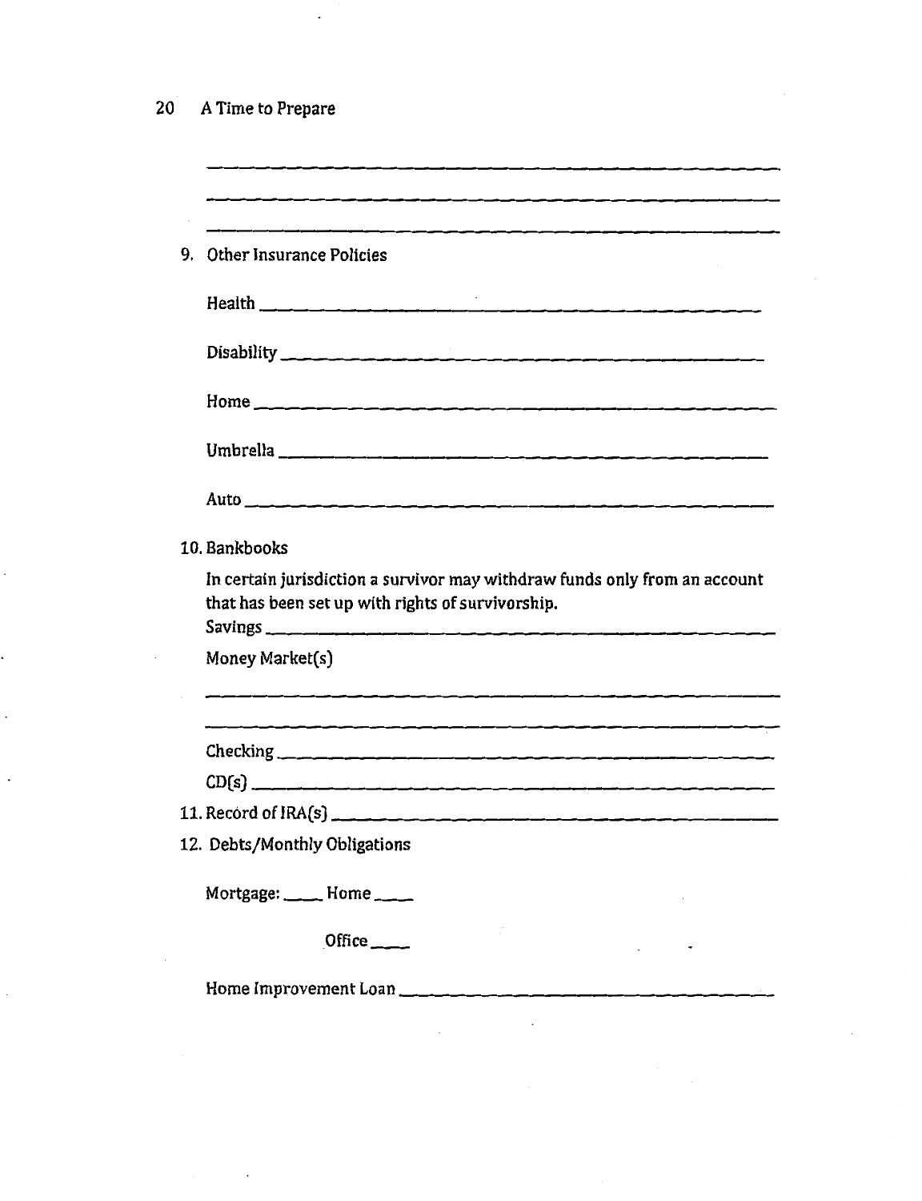\_\_\_\_\_\_\_\_\_\_\_\_\_\_\_\_\_\_\_\_\_\_\_\_\_\_\_\_\_\_\_\_\_\_\_\_\_\_\_\_\_\_\_\_\_\_\_\_

\_\_\_\_\_\_\_\_\_\_\_\_\_\_\_\_\_\_\_\_\_\_\_\_\_\_\_\_\_\_\_\_\_\_\_\_\_\_\_\_\_\_\_\_\_\_\_\_

\_\_\_\_\_\_\_\_\_\_\_\_\_\_\_\_\_\_\_\_\_\_\_\_\_\_\_\_\_\_\_\_\_\_\_\_\_\_\_\_\_\_\_\_\_\_\_\_

9. Other Insurance Policies

   Health \_\_\_\_\_\_\_\_\_\_\_\_\_\_\_\_\_\_\_\_\_\_\_\_\_\_\_\_\_\_\_\_\_\_\_\_\_\_\_\_\_\_

   Disability \_\_\_\_\_\_\_\_\_\_\_\_\_\_\_\_\_\_\_\_\_\_\_\_\_\_\_\_\_\_\_\_\_\_\_\_\_\_\_\_

   Home \_\_\_\_\_\_\_\_\_\_\_\_\_\_\_\_\_\_\_\_\_\_\_\_\_\_\_\_\_\_\_\_\_\_\_\_\_\_\_\_\_\_\_

   Umbrella \_\_\_\_\_\_\_\_\_\_\_\_\_\_\_\_\_\_\_\_\_\_\_\_\_\_\_\_\_\_\_\_\_\_\_\_\_\_\_\_\_

   Auto \_\_\_\_\_\_\_\_\_\_\_\_\_\_\_\_\_\_\_\_\_\_\_\_\_\_\_\_\_\_\_\_\_\_\_\_\_\_\_\_\_\_\_\_

10. Bankbooks

    In certain jurisdiction a survivor may withdraw funds only from an account that has been set up with rights of survivorship.

    Savings \_\_\_\_\_\_\_\_\_\_\_\_\_\_\_\_\_\_\_\_\_\_\_\_\_\_\_\_\_\_\_\_\_\_\_\_\_\_\_\_\_

    Money Market(s)

    \_\_\_\_\_\_\_\_\_\_\_\_\_\_\_\_\_\_\_\_\_\_\_\_\_\_\_\_\_\_\_\_\_\_\_\_\_\_\_\_\_\_\_\_\_\_\_\_

    \_\_\_\_\_\_\_\_\_\_\_\_\_\_\_\_\_\_\_\_\_\_\_\_\_\_\_\_\_\_\_\_\_\_\_\_\_\_\_\_\_\_\_\_\_\_\_\_

    Checking \_\_\_\_\_\_\_\_\_\_\_\_\_\_\_\_\_\_\_\_\_\_\_\_\_\_\_\_\_\_\_\_\_\_\_\_\_\_\_\_\_

    CD(s) \_\_\_\_\_\_\_\_\_\_\_\_\_\_\_\_\_\_\_\_\_\_\_\_\_\_\_\_\_\_\_\_\_\_\_\_\_\_\_\_\_\_\_\_

11. Record of IRA(s) \_\_\_\_\_\_\_\_\_\_\_\_\_\_\_\_\_\_\_\_\_\_\_\_\_\_\_\_\_\_\_\_\_\_\_\_\_\_\_

12. Debts/Monthly Obligations

    Mortgage: \_\_\_\_ Home \_\_\_\_

    Office \_\_\_\_

    Home Improvement Loan \_\_\_\_\_\_\_\_\_\_\_\_\_\_\_\_\_\_\_\_\_\_\_\_\_\_\_\_\_\_\_\_\_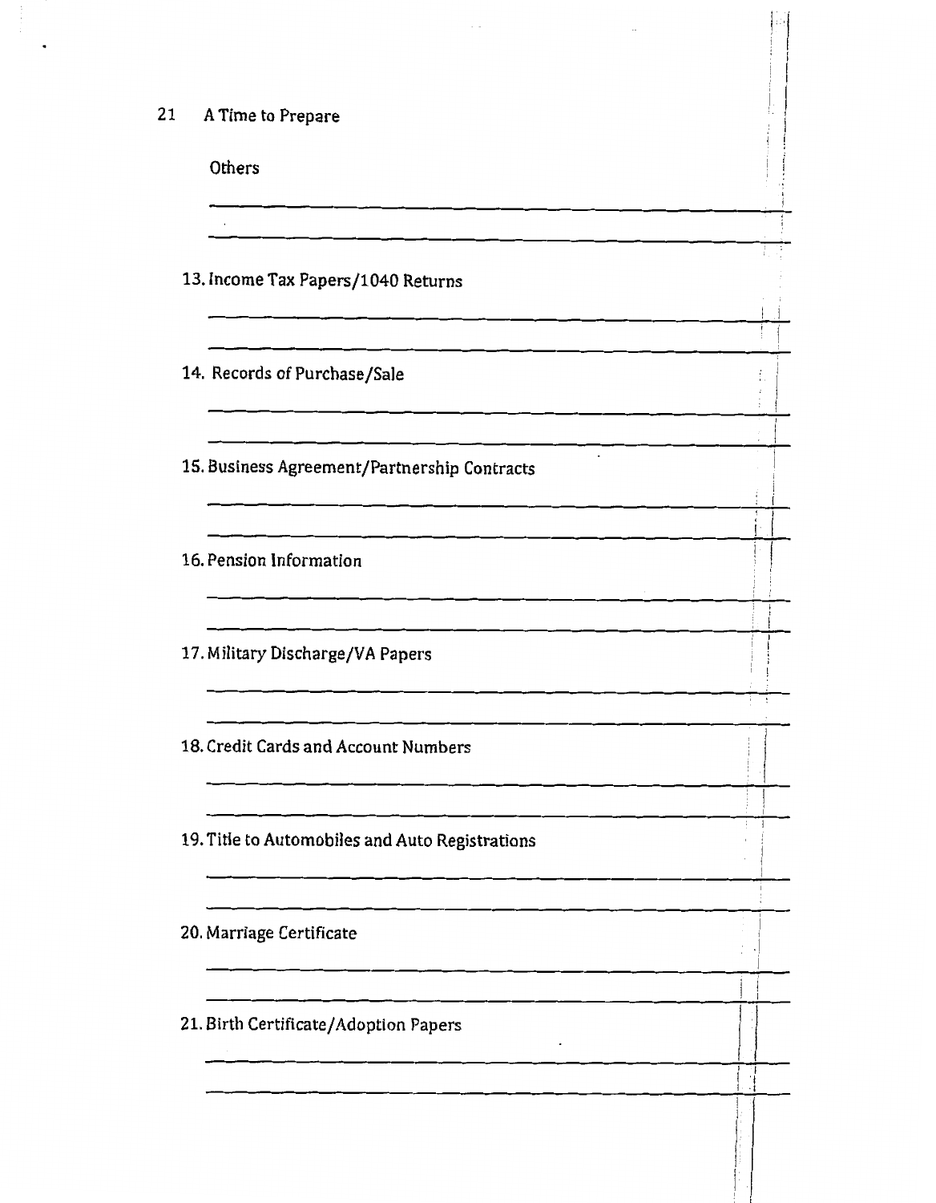Others

\_\_\_\_\_\_\_\_\_\_\_\_\_\_\_\_\_\_\_\_\_\_\_\_\_\_\_\_\_\_\_\_\_\_\_\_\_\_\_\_\_\_\_\_

\_\_\_\_\_\_\_\_\_\_\_\_\_\_\_\_\_\_\_\_\_\_\_\_\_\_\_\_\_\_\_\_\_\_\_\_\_\_\_\_\_\_\_\_

13. Income Tax Papers/1040 Returns

\_\_\_\_\_\_\_\_\_\_\_\_\_\_\_\_\_\_\_\_\_\_\_\_\_\_\_\_\_\_\_\_\_\_\_\_\_\_\_\_\_\_\_\_

\_\_\_\_\_\_\_\_\_\_\_\_\_\_\_\_\_\_\_\_\_\_\_\_\_\_\_\_\_\_\_\_\_\_\_\_\_\_\_\_\_\_\_\_

14. Records of Purchase/Sale

\_\_\_\_\_\_\_\_\_\_\_\_\_\_\_\_\_\_\_\_\_\_\_\_\_\_\_\_\_\_\_\_\_\_\_\_\_\_\_\_\_\_\_\_

\_\_\_\_\_\_\_\_\_\_\_\_\_\_\_\_\_\_\_\_\_\_\_\_\_\_\_\_\_\_\_\_\_\_\_\_\_\_\_\_\_\_\_\_

15. Business Agreement/Partnership Contracts

\_\_\_\_\_\_\_\_\_\_\_\_\_\_\_\_\_\_\_\_\_\_\_\_\_\_\_\_\_\_\_\_\_\_\_\_\_\_\_\_\_\_\_\_

\_\_\_\_\_\_\_\_\_\_\_\_\_\_\_\_\_\_\_\_\_\_\_\_\_\_\_\_\_\_\_\_\_\_\_\_\_\_\_\_\_\_\_\_

16. Pension Information

\_\_\_\_\_\_\_\_\_\_\_\_\_\_\_\_\_\_\_\_\_\_\_\_\_\_\_\_\_\_\_\_\_\_\_\_\_\_\_\_\_\_\_\_

\_\_\_\_\_\_\_\_\_\_\_\_\_\_\_\_\_\_\_\_\_\_\_\_\_\_\_\_\_\_\_\_\_\_\_\_\_\_\_\_\_\_\_\_

17. Military Discharge/VA Papers

\_\_\_\_\_\_\_\_\_\_\_\_\_\_\_\_\_\_\_\_\_\_\_\_\_\_\_\_\_\_\_\_\_\_\_\_\_\_\_\_\_\_\_\_

\_\_\_\_\_\_\_\_\_\_\_\_\_\_\_\_\_\_\_\_\_\_\_\_\_\_\_\_\_\_\_\_\_\_\_\_\_\_\_\_\_\_\_\_

18. Credit Cards and Account Numbers

\_\_\_\_\_\_\_\_\_\_\_\_\_\_\_\_\_\_\_\_\_\_\_\_\_\_\_\_\_\_\_\_\_\_\_\_\_\_\_\_\_\_\_\_

\_\_\_\_\_\_\_\_\_\_\_\_\_\_\_\_\_\_\_\_\_\_\_\_\_\_\_\_\_\_\_\_\_\_\_\_\_\_\_\_\_\_\_\_

19. Title to Automobiles and Auto Registrations

\_\_\_\_\_\_\_\_\_\_\_\_\_\_\_\_\_\_\_\_\_\_\_\_\_\_\_\_\_\_\_\_\_\_\_\_\_\_\_\_\_\_\_\_

\_\_\_\_\_\_\_\_\_\_\_\_\_\_\_\_\_\_\_\_\_\_\_\_\_\_\_\_\_\_\_\_\_\_\_\_\_\_\_\_\_\_\_\_

20. Marriage Certificate

\_\_\_\_\_\_\_\_\_\_\_\_\_\_\_\_\_\_\_\_\_\_\_\_\_\_\_\_\_\_\_\_\_\_\_\_\_\_\_\_\_\_\_\_

\_\_\_\_\_\_\_\_\_\_\_\_\_\_\_\_\_\_\_\_\_\_\_\_\_\_\_\_\_\_\_\_\_\_\_\_\_\_\_\_\_\_\_\_

21. Birth Certificate/Adoption Papers

\_\_\_\_\_\_\_\_\_\_\_\_\_\_\_\_\_\_\_\_\_\_\_\_\_\_\_\_\_\_\_\_\_\_\_\_\_\_\_\_\_\_\_\_

\_\_\_\_\_\_\_\_\_\_\_\_\_\_\_\_\_\_\_\_\_\_\_\_\_\_\_\_\_\_\_\_\_\_\_\_\_\_\_\_\_\_\_\_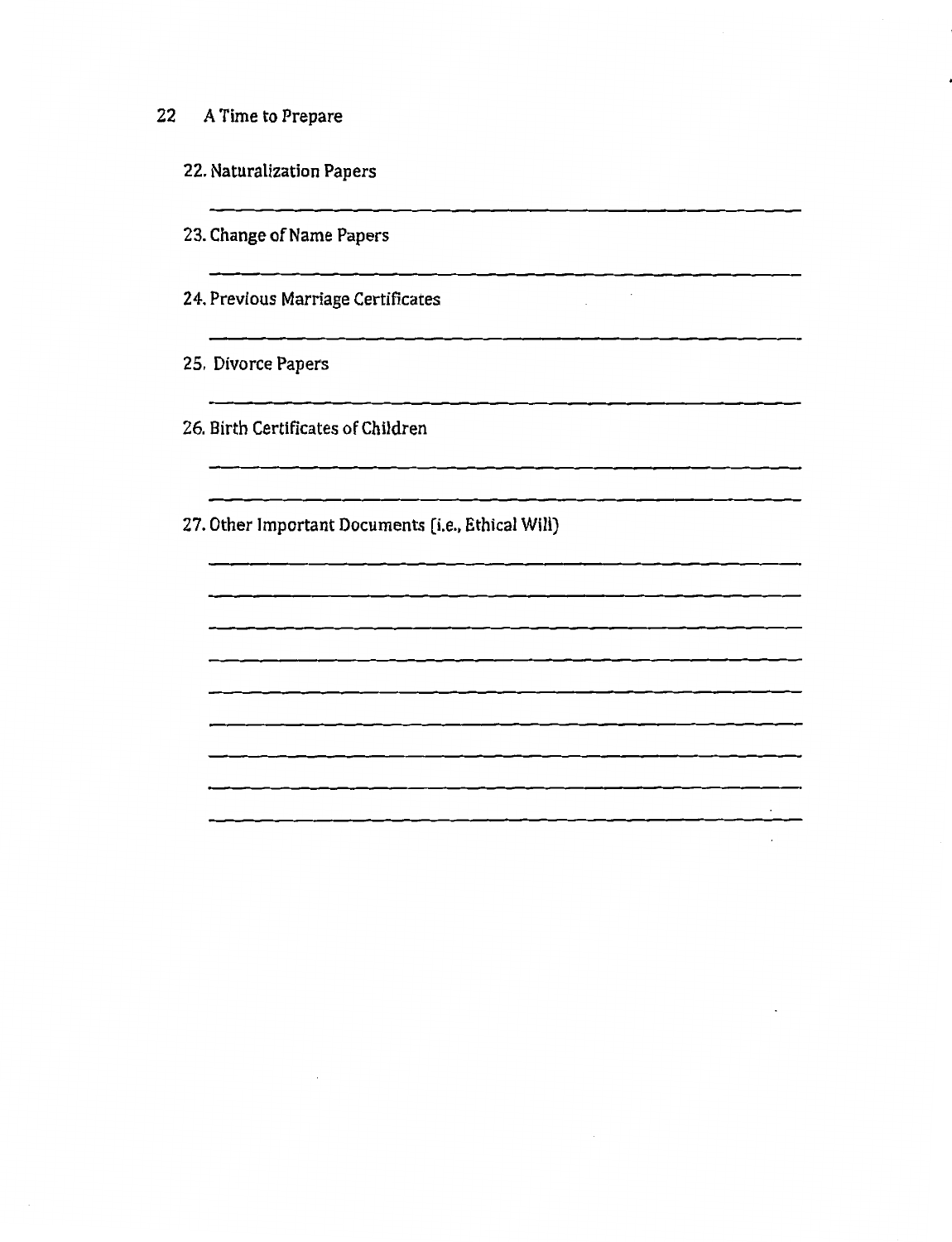22. Naturalization Papers

______________________________________________

23. Change of Name Papers

______________________________________________

24. Previous Marriage Certificates

______________________________________________

25. Divorce Papers

______________________________________________

26. Birth Certificates of Children

______________________________________________

______________________________________________

27. Other Important Documents (i.e., Ethical Will)

______________________________________________

______________________________________________

______________________________________________

______________________________________________

______________________________________________

______________________________________________

______________________________________________

______________________________________________

______________________________________________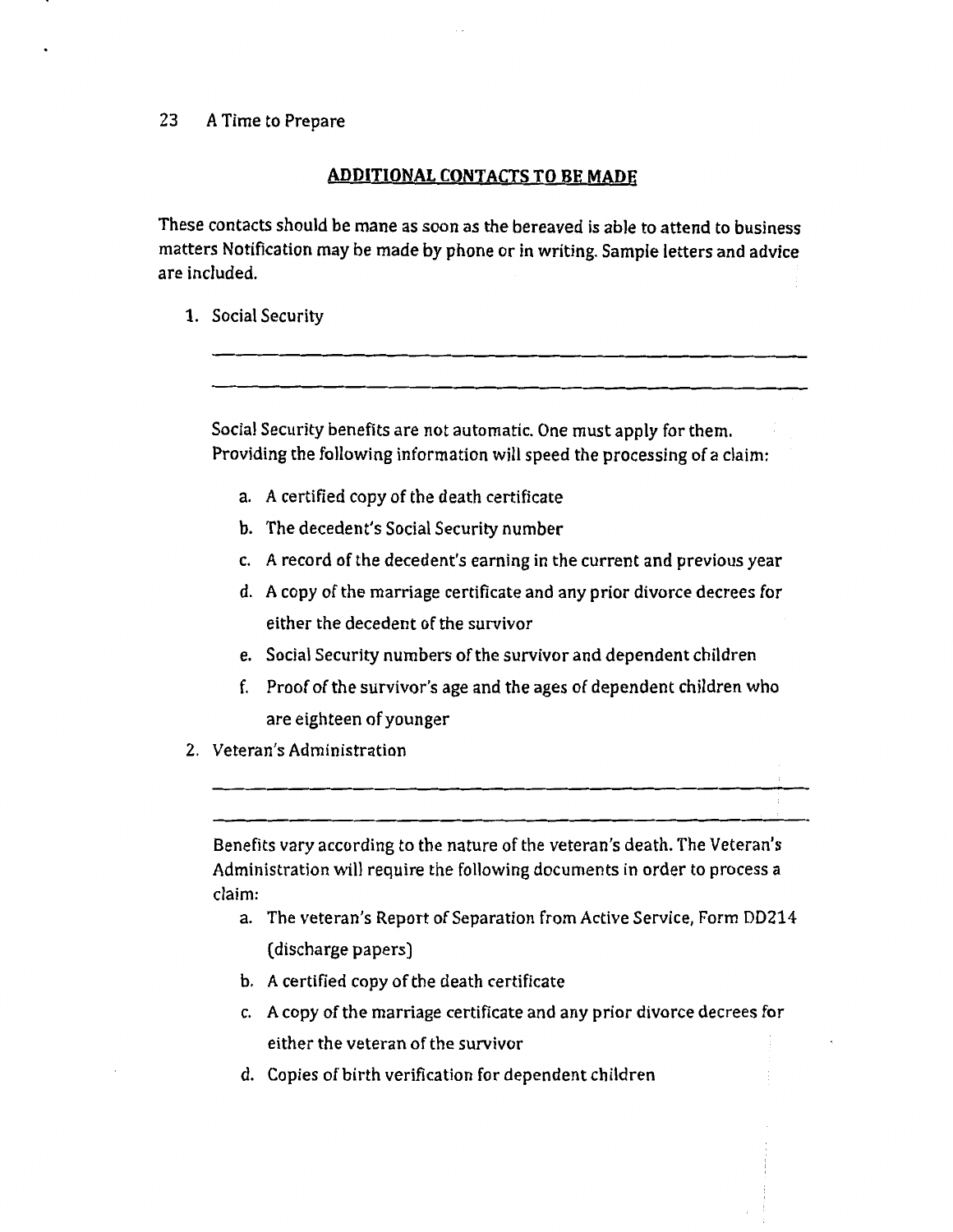## ADDITIONAL CONTACTS TO BE MADE

These contacts should be mane as soon as the bereaved is able to attend to business matters Notification may be made by phone or in writing. Sample letters and advice are included.

1. Social Security

   ______________________________________________

   ______________________________________________

   Social Security benefits are not automatic. One must apply for them. Providing the following information will speed the processing of a claim:

   a. A certified copy of the death certificate
   b. The decedent's Social Security number
   c. A record of the decedent's earning in the current and previous year
   d. A copy of the marriage certificate and any prior divorce decrees for either the decedent of the survivor
   e. Social Security numbers of the survivor and dependent children
   f. Proof of the survivor's age and the ages of dependent children who are eighteen of younger

2. Veteran's Administration

   ______________________________________________

   ______________________________________________

   Benefits vary according to the nature of the veteran's death. The Veteran's Administration will require the following documents in order to process a claim:

   a. The veteran's Report of Separation from Active Service, Form DD214 (discharge papers)
   b. A certified copy of the death certificate
   c. A copy of the marriage certificate and any prior divorce decrees for either the veteran of the survivor
   d. Copies of birth verification for dependent children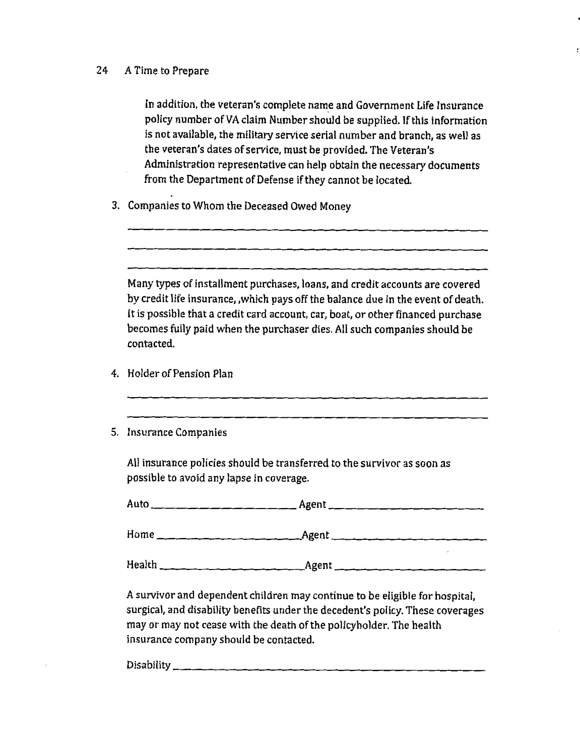In addition, the veteran's complete name and Government Life Insurance policy number of VA claim Number should be supplied. If this information is not available, the military service serial number and branch, as well as the veteran's dates of service, must be provided. The Veteran's Administration representative can help obtain the necessary documents from the Department of Defense if they cannot be located.

3. Companies to Whom the Deceased Owed Money

   ______________________________________________________

   ______________________________________________________

   ______________________________________________________

   Many types of installment purchases, loans, and credit accounts are covered by credit life insurance, ,which pays off the balance due in the event of death. It is possible that a credit card account, car, boat, or other financed purchase becomes fully paid when the purchaser dies. All such companies should be contacted.

4. Holder of Pension Plan

   ______________________________________________________

   ______________________________________________________

5. Insurance Companies

   All insurance policies should be transferred to the survivor as soon as possible to avoid any lapse in coverage.

   Auto ________________________ Agent ________________________

   Home ________________________ Agent ________________________

   Health ________________________ Agent ________________________

   A survivor and dependent children may continue to be eligible for hospital, surgical, and disability benefits under the decedent's policy. These coverages may or may not cease with the death of the policyholder. The health insurance company should be contacted.

   Disability ______________________________________________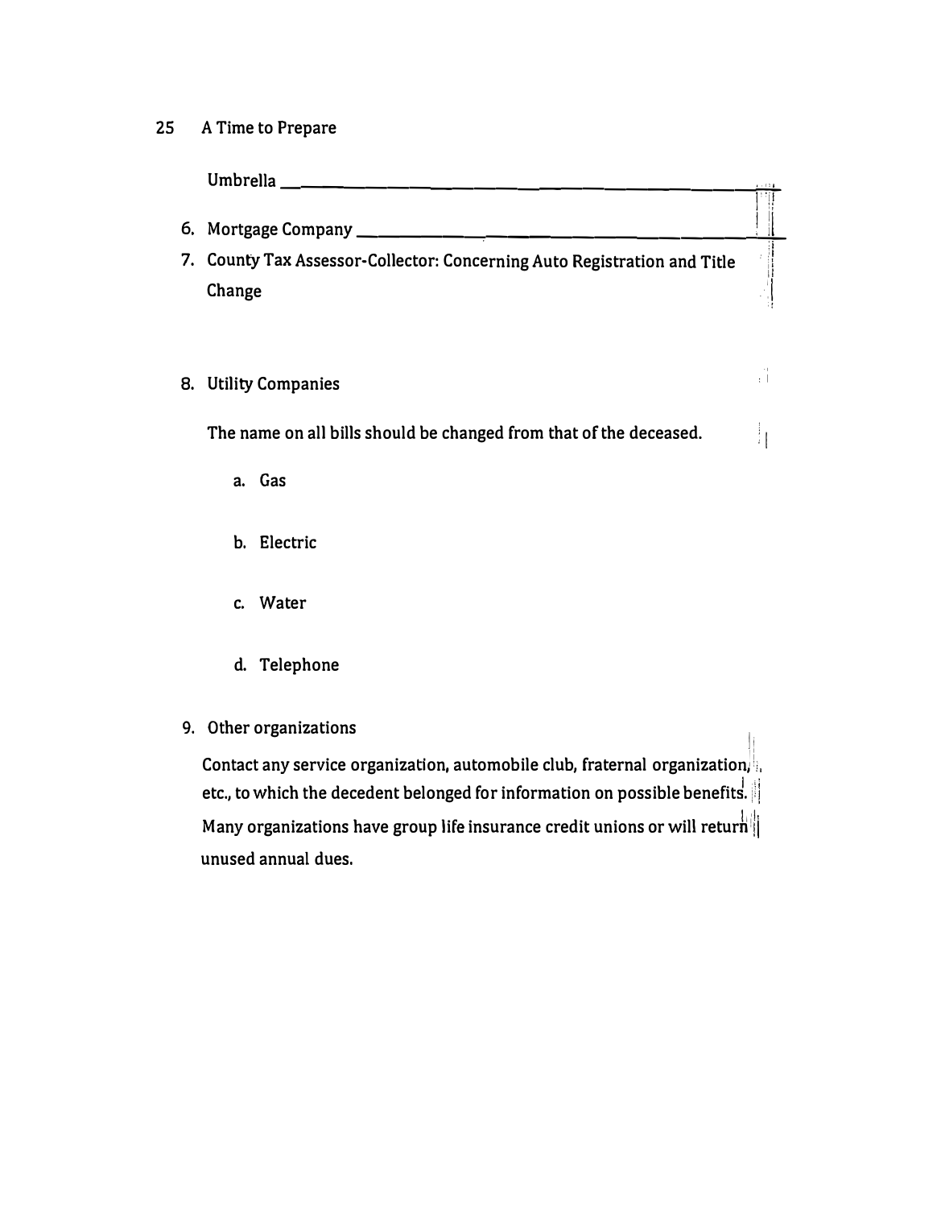Umbrella ________________________________________________

6. Mortgage Company ________________________________________
7. County Tax Assessor-Collector: Concerning Auto Registration and Title Change

8. Utility Companies

   The name on all bills should be changed from that of the deceased.

   a. Gas

   b. Electric

   c. Water

   d. Telephone

9. Other organizations

   Contact any service organization, automobile club, fraternal organization, etc., to which the decedent belonged for information on possible benefits. Many organizations have group life insurance credit unions or will return unused annual dues.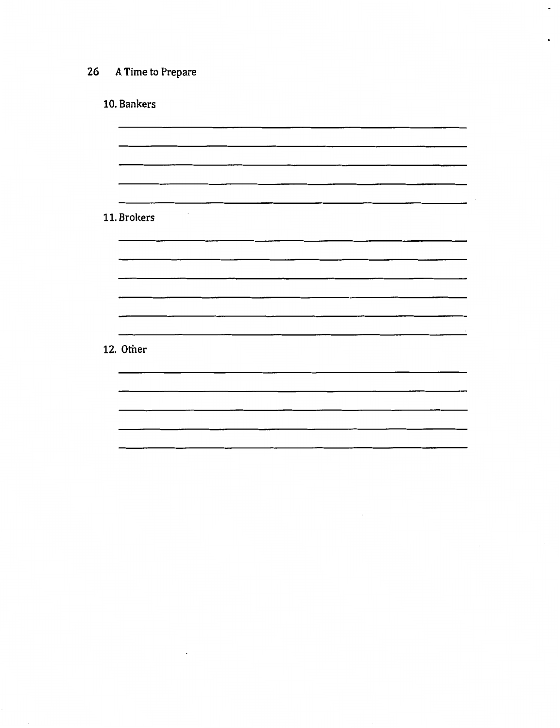10. Bankers

_______________________________________________

_______________________________________________

_______________________________________________

_______________________________________________

_______________________________________________

11. Brokers

_______________________________________________

_______________________________________________

_______________________________________________

_______________________________________________

_______________________________________________

_______________________________________________

12. Other

_______________________________________________

_______________________________________________

_______________________________________________

_______________________________________________

_______________________________________________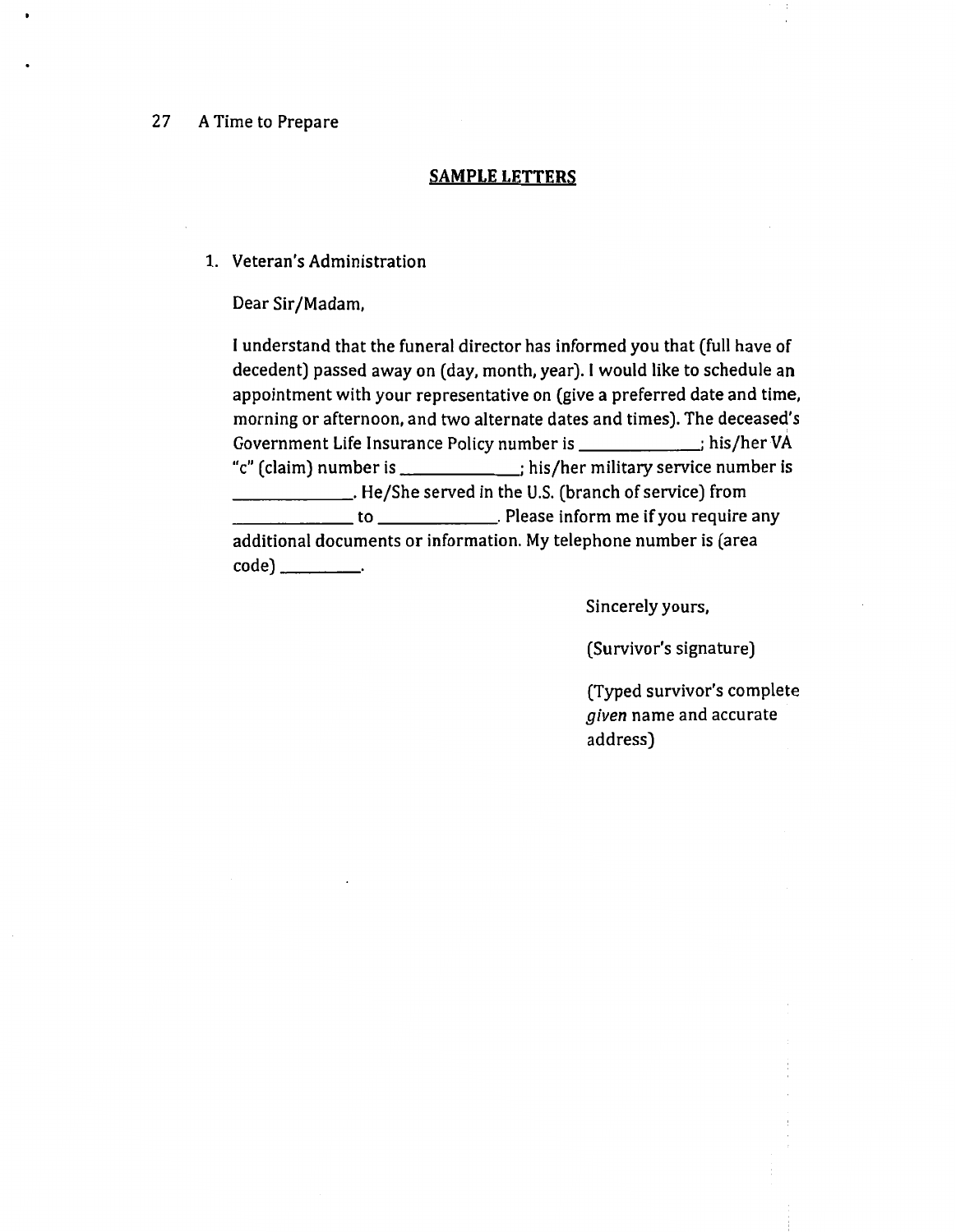## SAMPLE LETTERS

1. Veteran's Administration

   Dear Sir/Madam,

   I understand that the funeral director has informed you that (full have of decedent) passed away on (day, month, year). I would like to schedule an appointment with your representative on (give a preferred date and time, morning or afternoon, and two alternate dates and times). The deceased's Government Life Insurance Policy number is _____________; his/her VA "c" (claim) number is _____________; his/her military service number is _____________. He/She served in the U.S. (branch of service) from _____________ to _____________. Please inform me if you require any additional documents or information. My telephone number is (area code) _________.

   Sincerely yours,

   (Survivor's signature)

   (Typed survivor's complete *given* name and accurate address)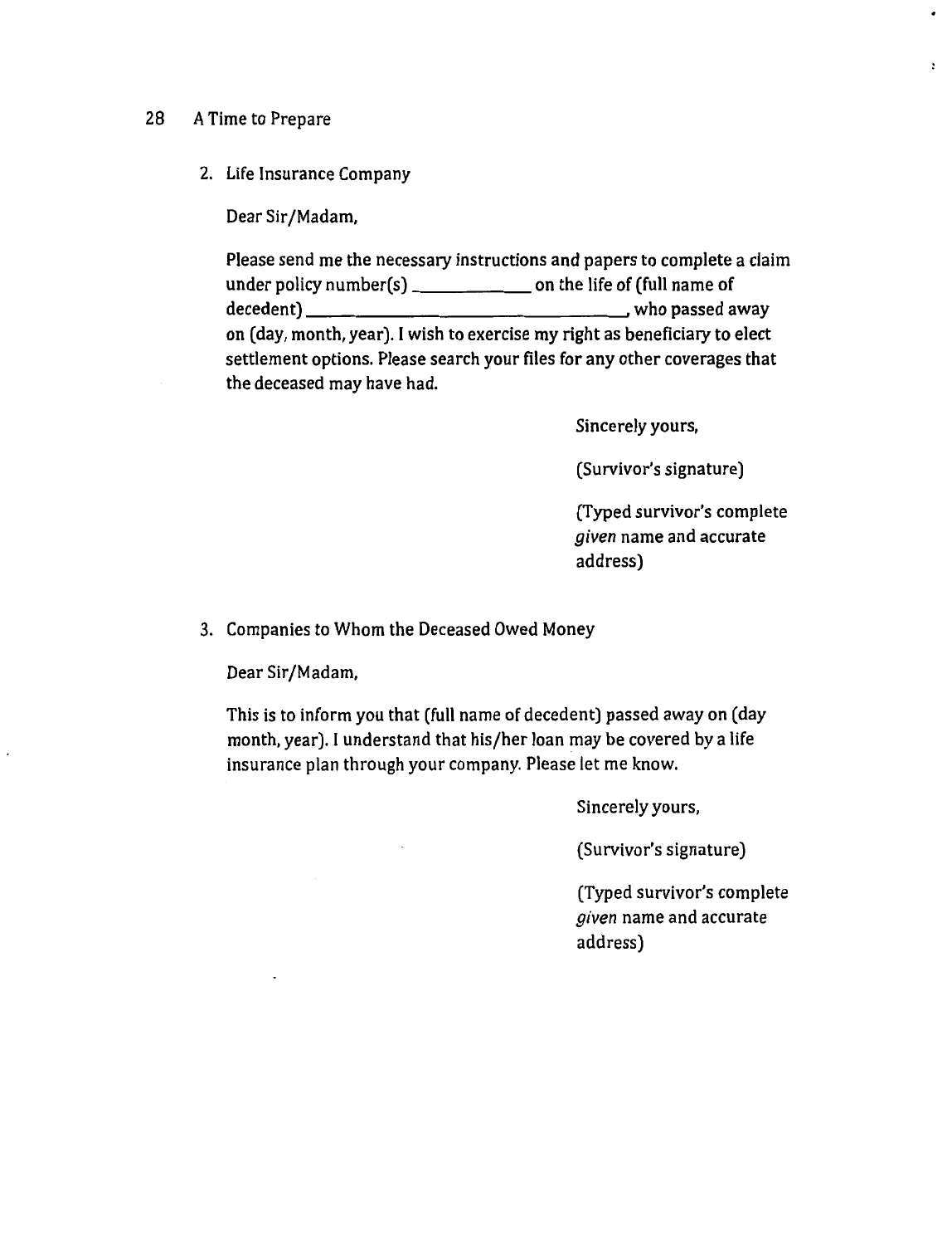2. Life Insurance Company

   Dear Sir/Madam,

   Please send me the necessary instructions and papers to complete a claim under policy number(s) ____________ on the life of (full name of decedent) ____________________________________, who passed away on (day, month, year). I wish to exercise my right as beneficiary to elect settlement options. Please search your files for any other coverages that the deceased may have had.

   Sincerely yours,

   (Survivor's signature)

   (Typed survivor's complete *given* name and accurate address)

3. Companies to Whom the Deceased Owed Money

   Dear Sir/Madam,

   This is to inform you that (full name of decedent) passed away on (day month, year). I understand that his/her loan may be covered by a life insurance plan through your company. Please let me know.

   Sincerely yours,

   (Survivor's signature)

   (Typed survivor's complete *given* name and accurate address)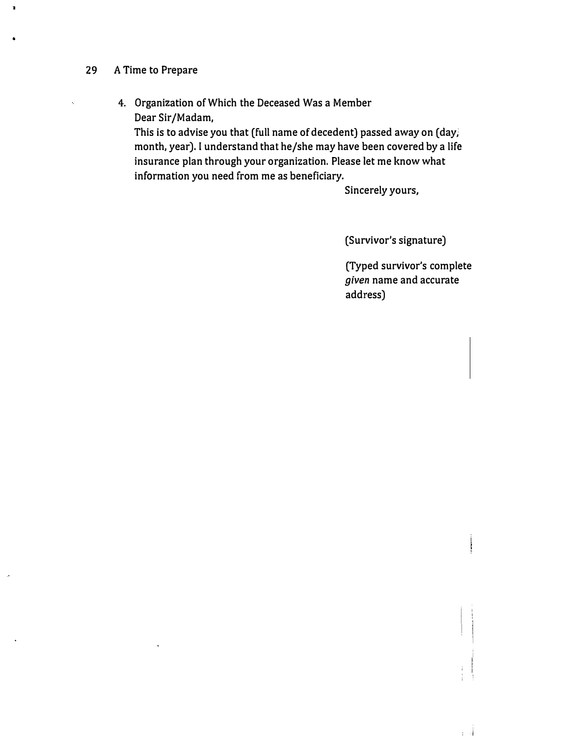4. Organization of Which the Deceased Was a Member

   Dear Sir/Madam,

   This is to advise you that (full name of decedent) passed away on (day, month, year). I understand that he/she may have been covered by a life insurance plan through your organization. Please let me know what information you need from me as beneficiary.

   Sincerely yours,

   (Survivor's signature)

   (Typed survivor's complete *given* name and accurate address)